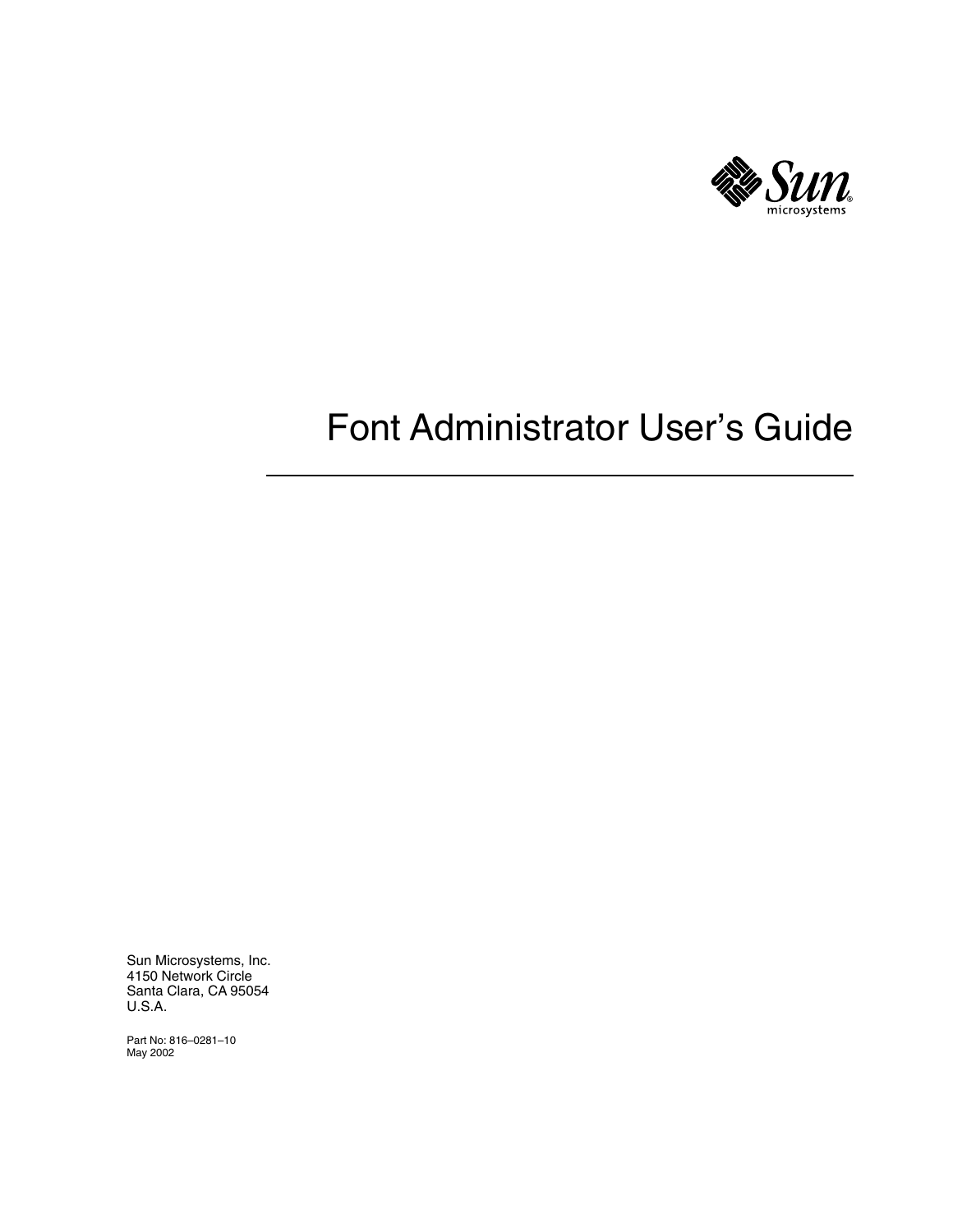# Font Administrator User's Guide

Sun Microsystems, Inc.
4150 Network Circle
Santa Clara, CA 95054
U.S.A.

Part No: 816–0281–10
May 2002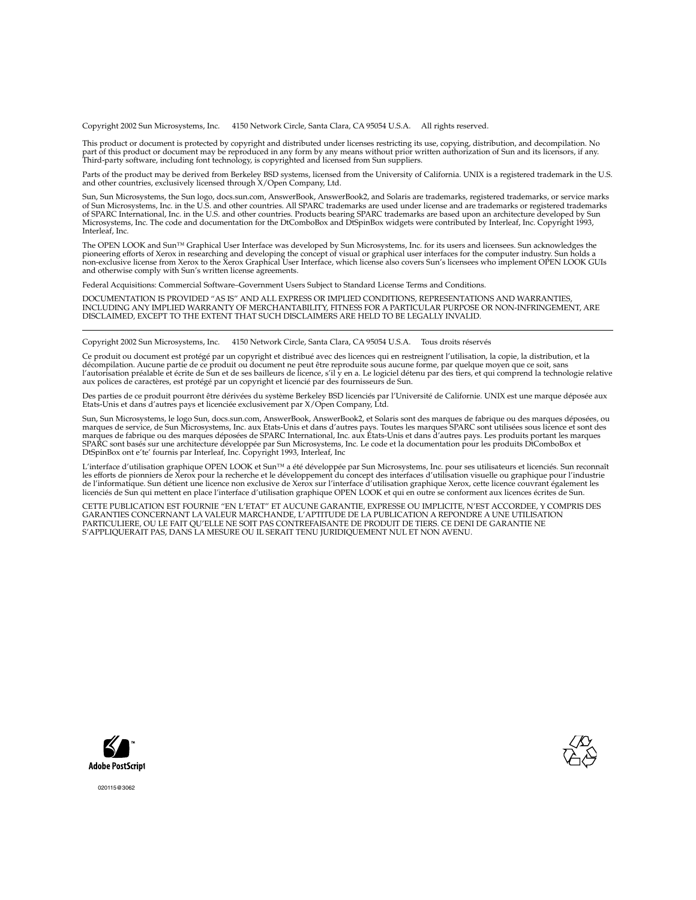Copyright 2002 Sun Microsystems, Inc. 4150 Network Circle, Santa Clara, CA 95054 U.S.A. All rights reserved.

This product or document is protected by copyright and distributed under licenses restricting its use, copying, distribution, and decompilation. No part of this product or document may be reproduced in any form by any means without prior written authorization of Sun and its licensors, if any. Third-party software, including font technology, is copyrighted and licensed from Sun suppliers.

Parts of the product may be derived from Berkeley BSD systems, licensed from the University of California. UNIX is a registered trademark in the U.S. and other countries, exclusively licensed through X/Open Company, Ltd.

Sun, Sun Microsystems, the Sun logo, docs.sun.com, AnswerBook, AnswerBook2, and Solaris are trademarks, registered trademarks, or service marks of Sun Microsystems, Inc. in the U.S. and other countries. All SPARC trademarks are used under license and are trademarks or registered trademarks of SPARC International, Inc. in the U.S. and other countries. Products bearing SPARC trademarks are based upon an architecture developed by Sun Microsystems, Inc. The code and documentation for the DtComboBox and DtSpinBox widgets were contributed by Interleaf, Inc. Copyright 1993, Interleaf, Inc.

The OPEN LOOK and Sun™ Graphical User Interface was developed by Sun Microsystems, Inc. for its users and licensees. Sun acknowledges the pioneering efforts of Xerox in researching and developing the concept of visual or graphical user interfaces for the computer industry. Sun holds a non-exclusive license from Xerox to the Xerox Graphical User Interface, which license also covers Sun's licensees who implement OPEN LOOK GUIs and otherwise comply with Sun's written license agreements.

Federal Acquisitions: Commercial Software–Government Users Subject to Standard License Terms and Conditions.

DOCUMENTATION IS PROVIDED "AS IS" AND ALL EXPRESS OR IMPLIED CONDITIONS, REPRESENTATIONS AND WARRANTIES, INCLUDING ANY IMPLIED WARRANTY OF MERCHANTABILITY, FITNESS FOR A PARTICULAR PURPOSE OR NON-INFRINGEMENT, ARE DISCLAIMED, EXCEPT TO THE EXTENT THAT SUCH DISCLAIMERS ARE HELD TO BE LEGALLY INVALID.

---

Copyright 2002 Sun Microsystems, Inc. 4150 Network Circle, Santa Clara, CA 95054 U.S.A. Tous droits réservés

Ce produit ou document est protégé par un copyright et distribué avec des licences qui en restreignent l'utilisation, la copie, la distribution, et la décompilation. Aucune partie de ce produit ou document ne peut être reproduite sous aucune forme, par quelque moyen que ce soit, sans l'autorisation préalable et écrite de Sun et de ses bailleurs de licence, s'il y en a. Le logiciel détenu par des tiers, et qui comprend la technologie relative aux polices de caractères, est protégé par un copyright et licencié par des fournisseurs de Sun.

Des parties de ce produit pourront être dérivées du système Berkeley BSD licenciés par l'Université de Californie. UNIX est une marque déposée aux Etats-Unis et dans d'autres pays et licenciée exclusivement par X/Open Company, Ltd.

Sun, Sun Microsystems, le logo Sun, docs.sun.com, AnswerBook, AnswerBook2, et Solaris sont des marques de fabrique ou des marques déposées, ou marques de service, de Sun Microsystems, Inc. aux Etats-Unis et dans d'autres pays. Toutes les marques SPARC sont utilisées sous licence et sont des marques de fabrique ou des marques déposées de SPARC International, Inc. aux Etats-Unis et dans d'autres pays. Les produits portant les marques SPARC sont basés sur une architecture développée par Sun Microsystems, Inc. Le code et la documentation pour les produits DtComboBox et DtSpinBox ont e'te' fournis par Interleaf, Inc. Copyright 1993, Interleaf, Inc

L'interface d'utilisation graphique OPEN LOOK et Sun™ a été développée par Sun Microsystems, Inc. pour ses utilisateurs et licenciés. Sun reconnaît les efforts de pionniers de Xerox pour la recherche et le développement du concept des interfaces d'utilisation visuelle ou graphique pour l'industrie de l'informatique. Sun détient une licence non exclusive de Xerox sur l'interface d'utilisation graphique Xerox, cette licence couvrant également les licenciés de Sun qui mettent en place l'interface d'utilisation graphique OPEN LOOK et qui en outre se conforment aux licences écrites de Sun.

CETTE PUBLICATION EST FOURNIE "EN L'ETAT" ET AUCUNE GARANTIE, EXPRESSE OU IMPLICITE, N'EST ACCORDEE, Y COMPRIS DES GARANTIES CONCERNANT LA VALEUR MARCHANDE, L'APTITUDE DE LA PUBLICATION A REPONDRE A UNE UTILISATION PARTICULIERE, OU LE FAIT QU'ELLE NE SOIT PAS CONTREFAISANTE DE PRODUIT DE TIERS. CE DENI DE GARANTIE NE S'APPLIQUERAIT PAS, DANS LA MESURE OU IL SERAIT TENU JURIDIQUEMENT NUL ET NON AVENU.

Adobe PostScript

020115@3062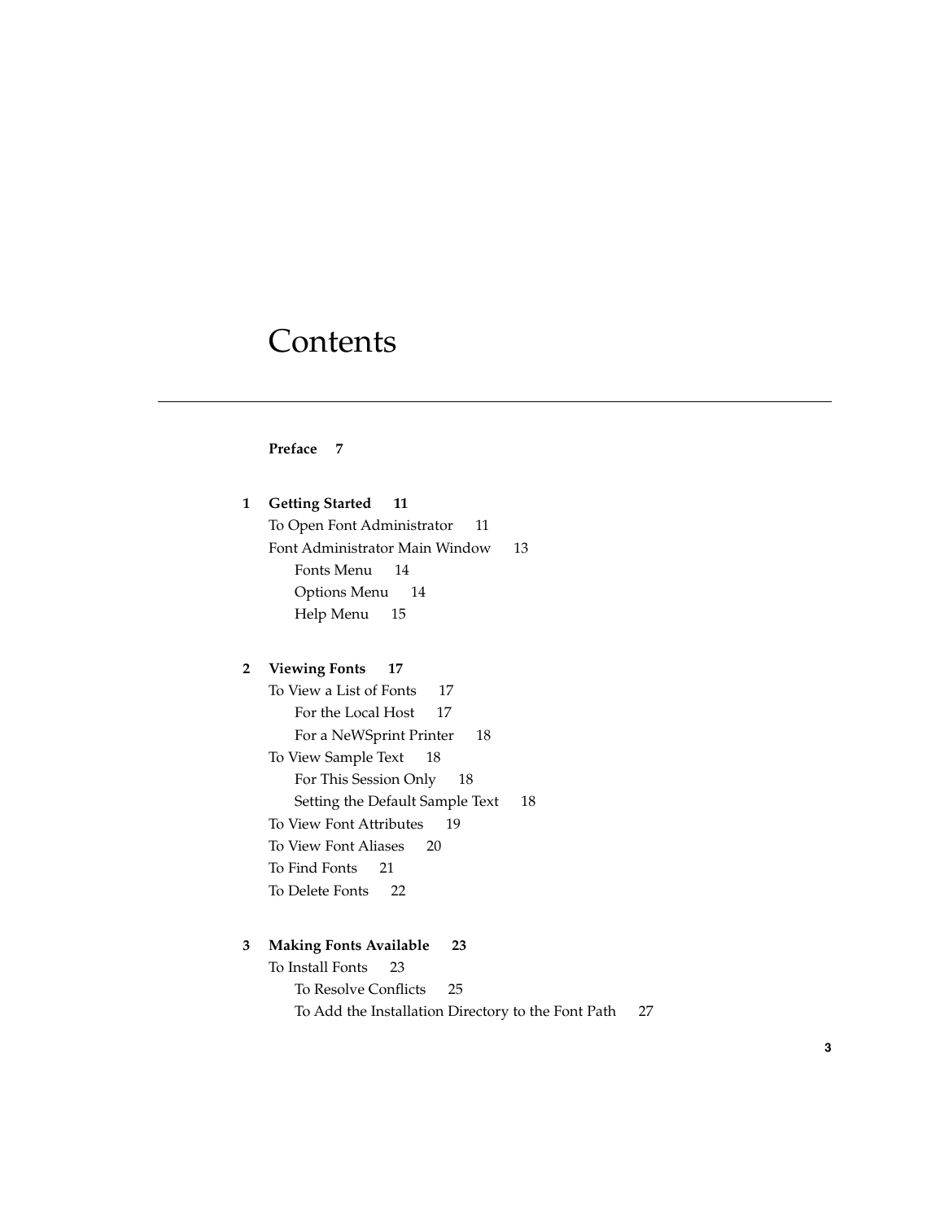# Contents

**Preface 7**

**1 Getting Started 11**

To Open Font Administrator 11

Font Administrator Main Window 13

- Fonts Menu 14
- Options Menu 14
- Help Menu 15

**2 Viewing Fonts 17**

To View a List of Fonts 17

- For the Local Host 17
- For a NeWSprint Printer 18

To View Sample Text 18

- For This Session Only 18
- Setting the Default Sample Text 18

To View Font Attributes 19

To View Font Aliases 20

To Find Fonts 21

To Delete Fonts 22

**3 Making Fonts Available 23**

To Install Fonts 23

- To Resolve Conflicts 25
- To Add the Installation Directory to the Font Path 27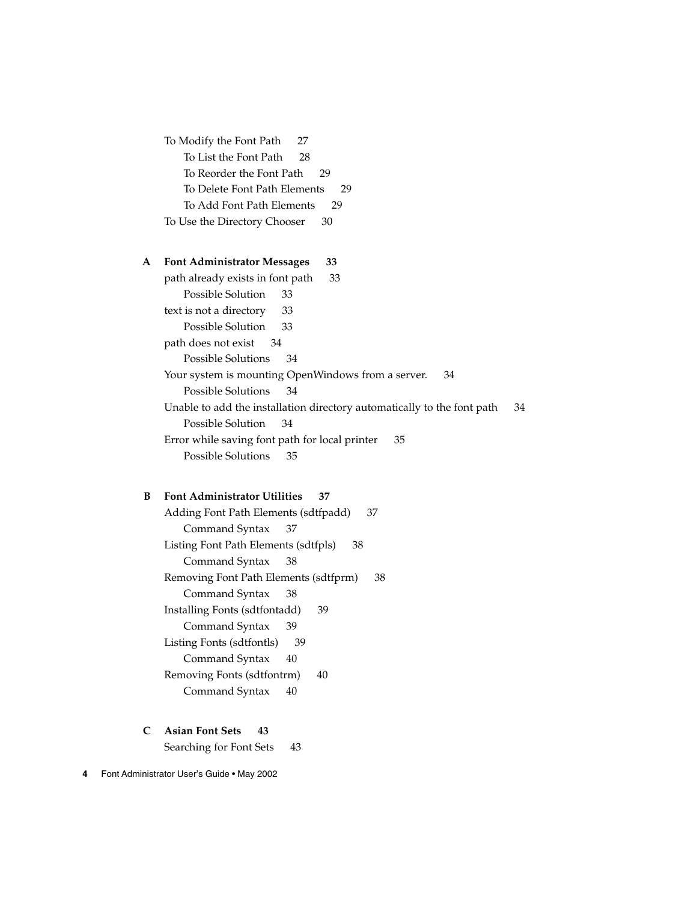To Modify the Font Path 27

- To List the Font Path 28
- To Reorder the Font Path 29
- To Delete Font Path Elements 29
- To Add Font Path Elements 29

To Use the Directory Chooser 30

**A Font Administrator Messages 33**

path already exists in font path 33

- Possible Solution 33

text is not a directory 33

- Possible Solution 33

path does not exist 34

- Possible Solutions 34

Your system is mounting OpenWindows from a server. 34

- Possible Solutions 34

Unable to add the installation directory automatically to the font path 34

- Possible Solution 34

Error while saving font path for local printer 35

- Possible Solutions 35

**B Font Administrator Utilities 37**

Adding Font Path Elements (sdtfpadd) 37

- Command Syntax 37

Listing Font Path Elements (sdtfpls) 38

- Command Syntax 38

Removing Font Path Elements (sdtfprm) 38

- Command Syntax 38

Installing Fonts (sdtfontadd) 39

- Command Syntax 39

Listing Fonts (sdtfontls) 39

- Command Syntax 40

Removing Fonts (sdtfontrm) 40

- Command Syntax 40

**C Asian Font Sets 43**

Searching for Font Sets 43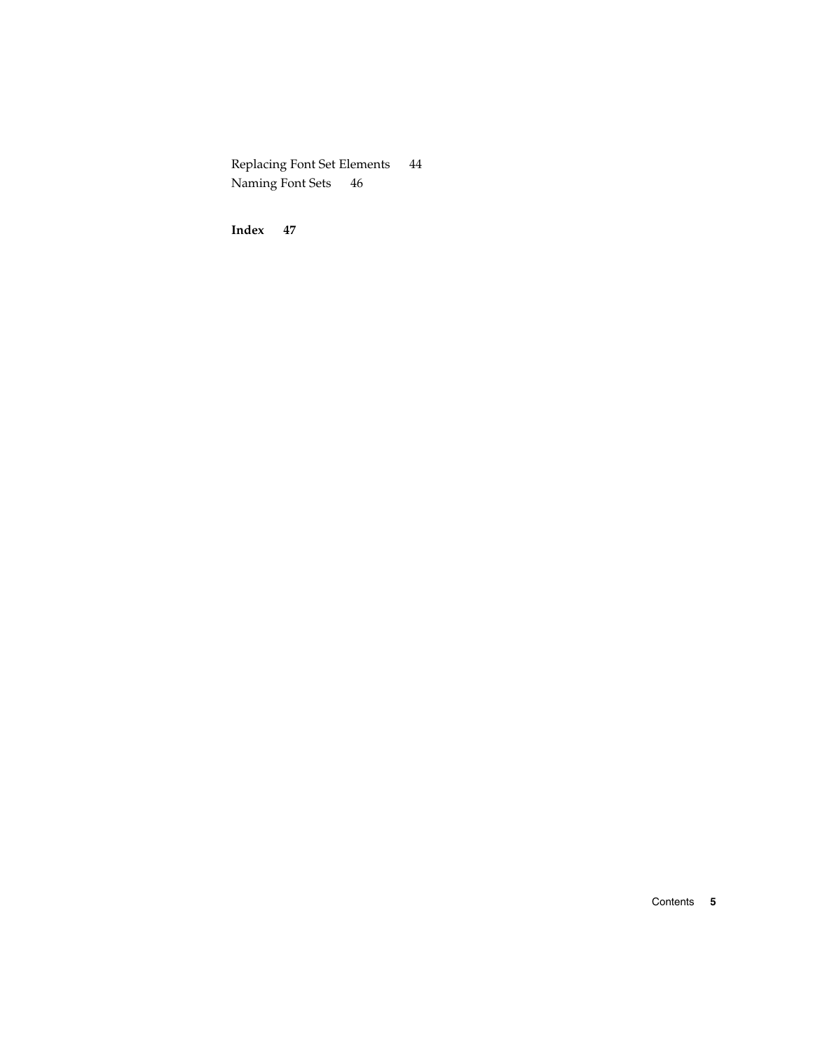Replacing Font Set Elements 44

Naming Font Sets 46

**Index 47**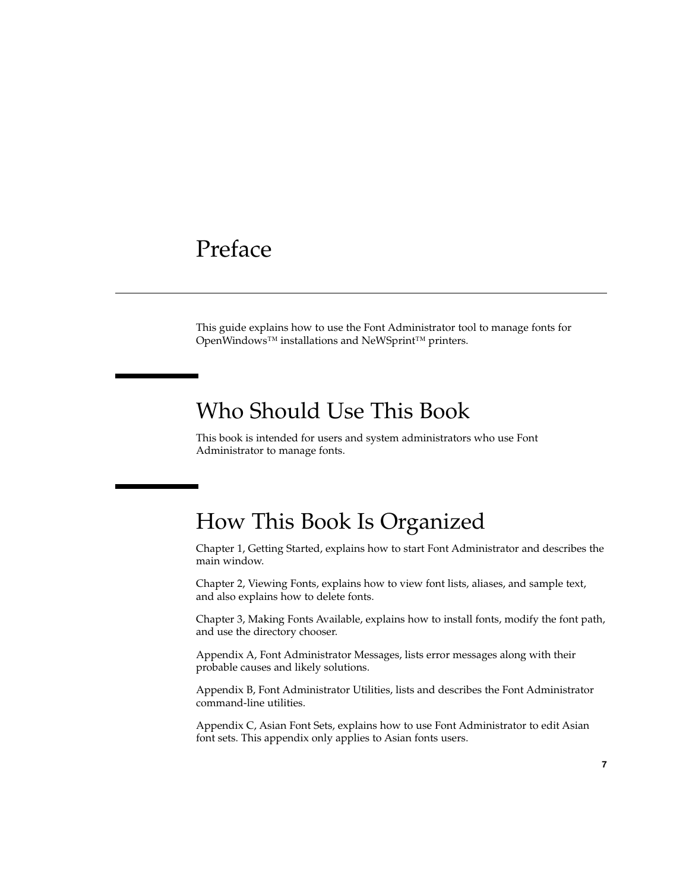# Preface

This guide explains how to use the Font Administrator tool to manage fonts for OpenWindows™ installations and NeWSprint™ printers.

## Who Should Use This Book

This book is intended for users and system administrators who use Font Administrator to manage fonts.

## How This Book Is Organized

Chapter 1, Getting Started, explains how to start Font Administrator and describes the main window.

Chapter 2, Viewing Fonts, explains how to view font lists, aliases, and sample text, and also explains how to delete fonts.

Chapter 3, Making Fonts Available, explains how to install fonts, modify the font path, and use the directory chooser.

Appendix A, Font Administrator Messages, lists error messages along with their probable causes and likely solutions.

Appendix B, Font Administrator Utilities, lists and describes the Font Administrator command-line utilities.

Appendix C, Asian Font Sets, explains how to use Font Administrator to edit Asian font sets. This appendix only applies to Asian fonts users.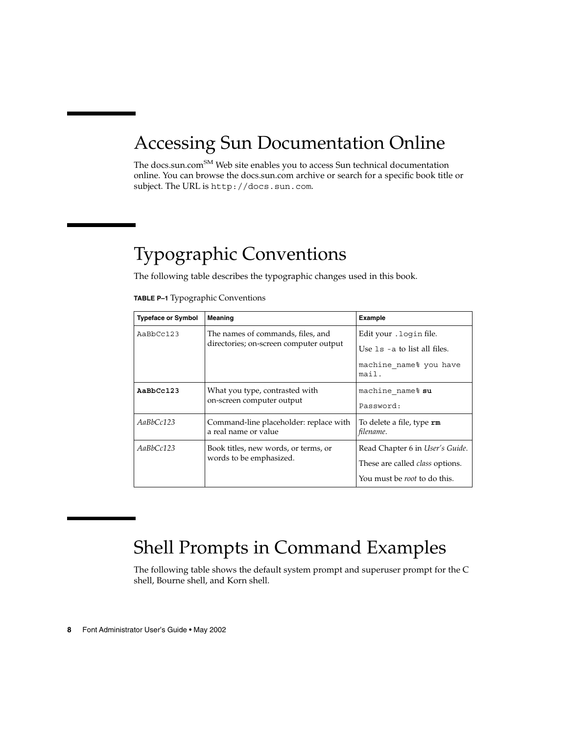## Accessing Sun Documentation Online

The docs.sun.com[SM] Web site enables you to access Sun technical documentation online. You can browse the docs.sun.com archive or search for a specific book title or subject. The URL is `http://docs.sun.com`.

## Typographic Conventions

The following table describes the typographic changes used in this book.

**TABLE P–1** Typographic Conventions

| Typeface or Symbol | Meaning | Example |
| --- | --- | --- |
| `AaBbCc123` | The names of commands, files, and directories; on-screen computer output | Edit your `.login` file.<br>Use `ls -a` to list all files.<br>`machine_name% you have mail.` |
| **`AaBbCc123`** | What you type, contrasted with on-screen computer output | `machine_name%` **`su`**<br>`Password:` |
| *AaBbCc123* | Command-line placeholder: replace with a real name or value | To delete a file, type **`rm`** *filename*. |
| *AaBbCc123* | Book titles, new words, or terms, or words to be emphasized. | Read Chapter 6 in *User's Guide*.<br>These are called *class* options.<br>You must be *root* to do this. |

## Shell Prompts in Command Examples

The following table shows the default system prompt and superuser prompt for the C shell, Bourne shell, and Korn shell.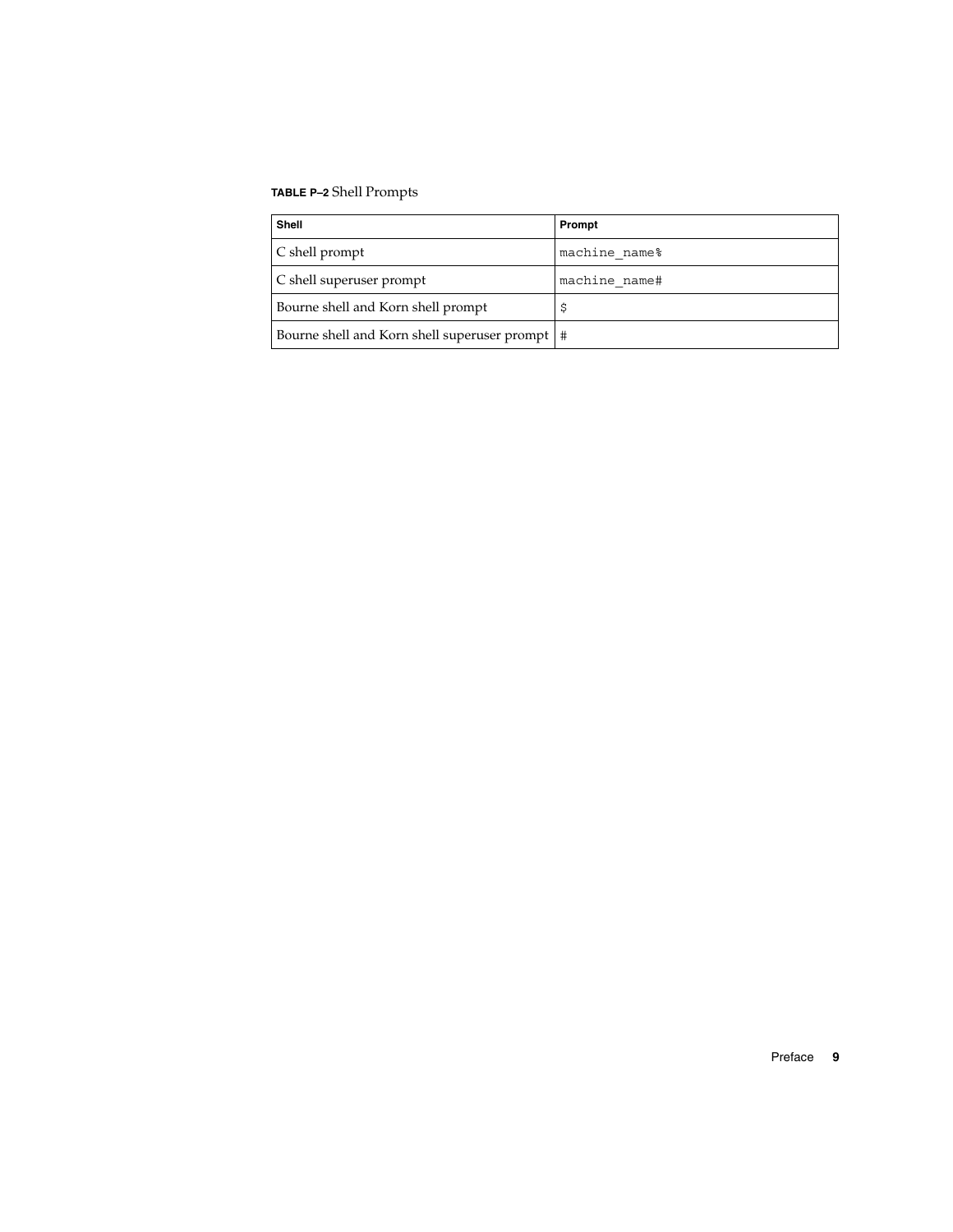**TABLE P–2** Shell Prompts

| Shell | Prompt |
| --- | --- |
| C shell prompt | `machine_name%` |
| C shell superuser prompt | `machine_name#` |
| Bourne shell and Korn shell prompt | `$` |
| Bourne shell and Korn shell superuser prompt | `#` |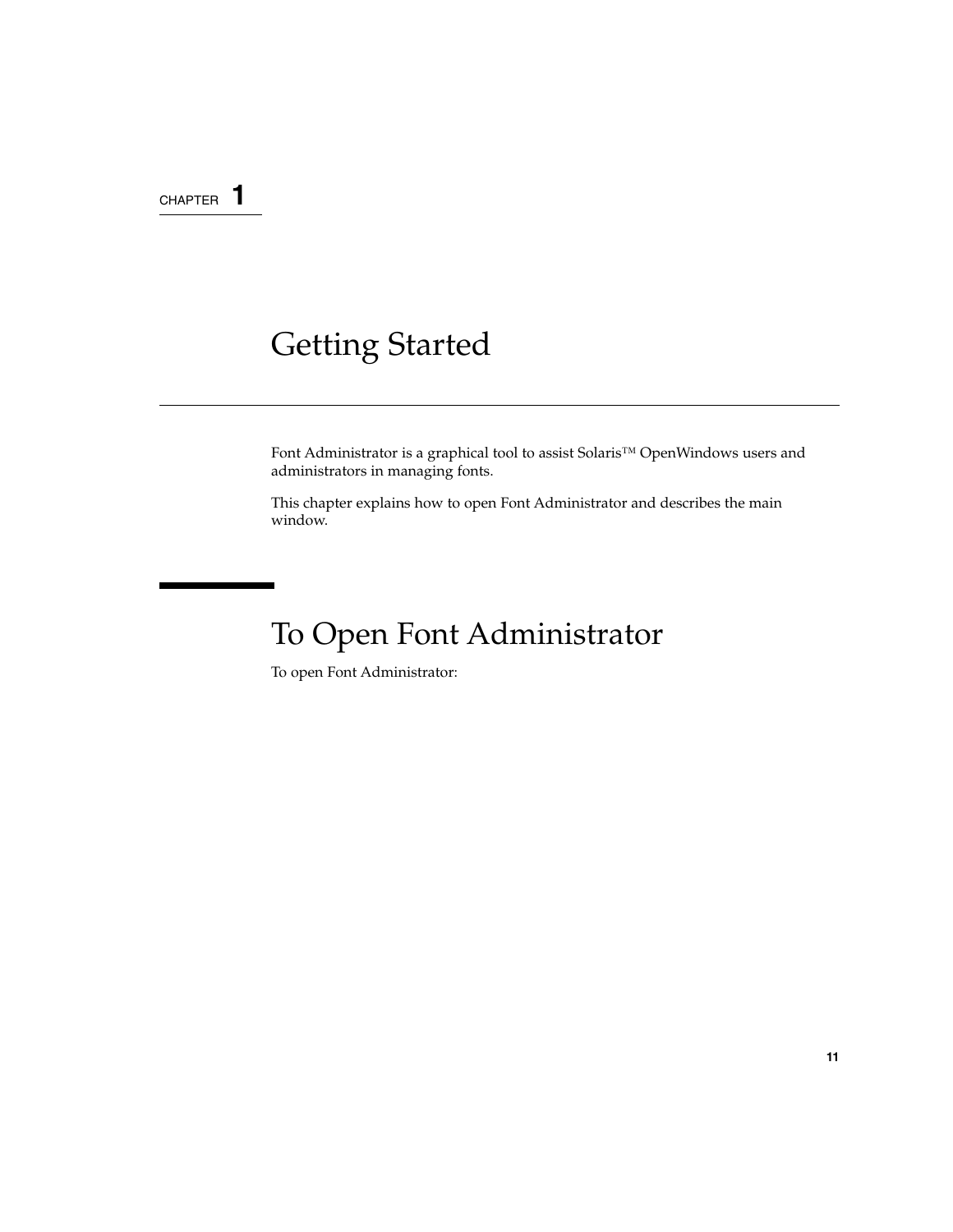CHAPTER 1

# Getting Started

Font Administrator is a graphical tool to assist Solaris™ OpenWindows users and administrators in managing fonts.

This chapter explains how to open Font Administrator and describes the main window.

## To Open Font Administrator

To open Font Administrator: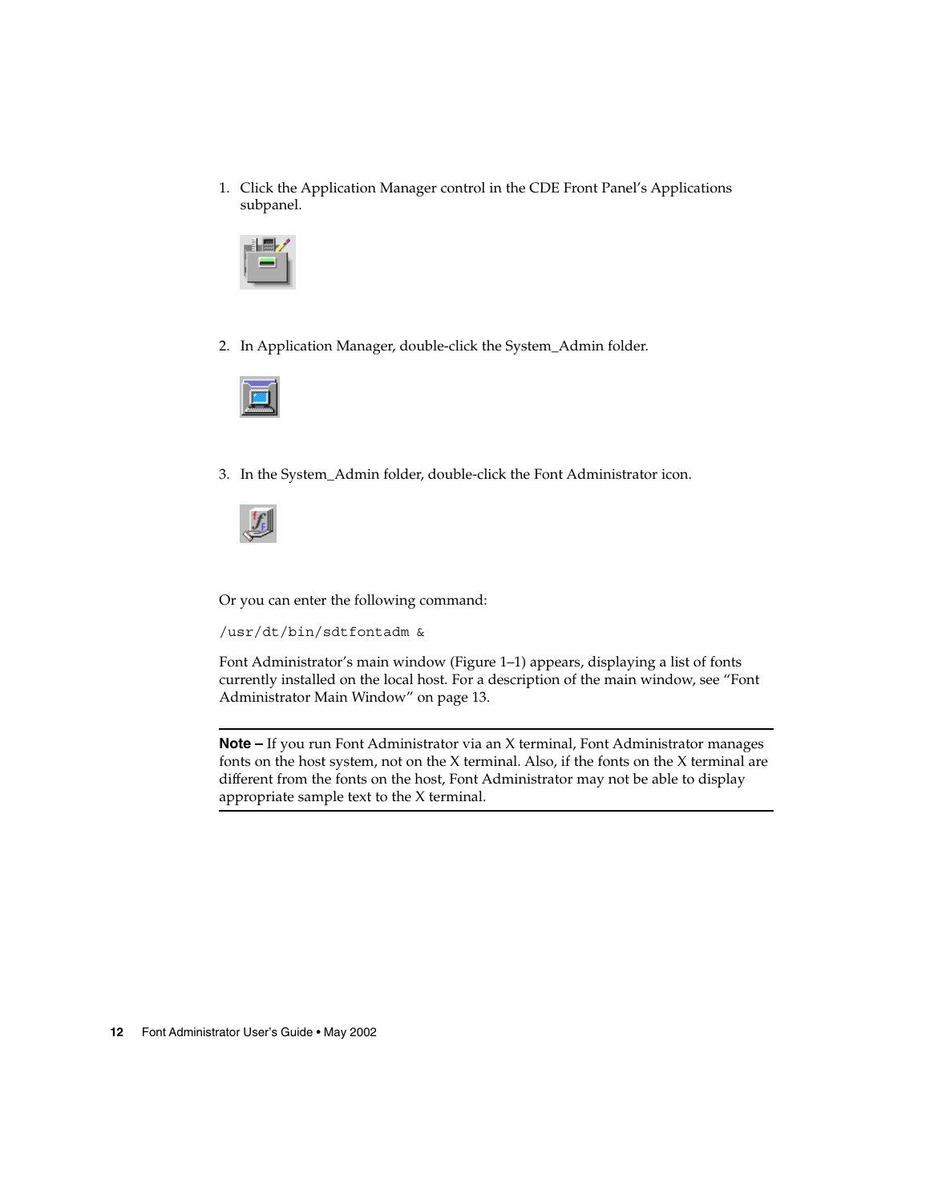1. Click the Application Manager control in the CDE Front Panel's Applications subpanel.

2. In Application Manager, double-click the System_Admin folder.

3. In the System_Admin folder, double-click the Font Administrator icon.

Or you can enter the following command:

```
/usr/dt/bin/sdtfontadm &
```

Font Administrator's main window (Figure 1–1) appears, displaying a list of fonts currently installed on the local host. For a description of the main window, see "Font Administrator Main Window" on page 13.

---

**Note –** If you run Font Administrator via an X terminal, Font Administrator manages fonts on the host system, not on the X terminal. Also, if the fonts on the X terminal are different from the fonts on the host, Font Administrator may not be able to display appropriate sample text to the X terminal.

---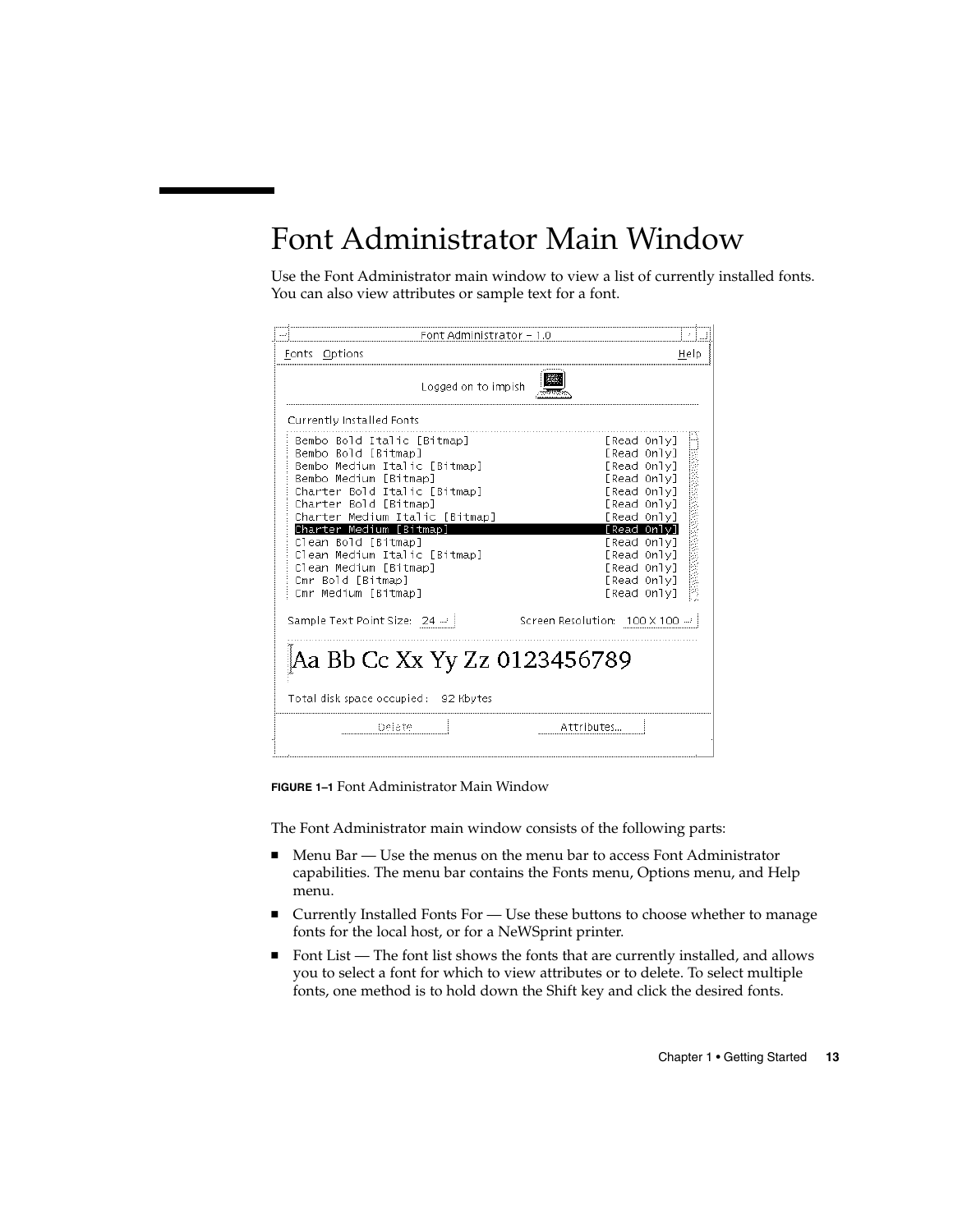# Font Administrator Main Window

Use the Font Administrator main window to view a list of currently installed fonts. You can also view attributes or sample text for a font.

**FIGURE 1–1** Font Administrator Main Window

The Font Administrator main window consists of the following parts:

- Menu Bar — Use the menus on the menu bar to access Font Administrator capabilities. The menu bar contains the Fonts menu, Options menu, and Help menu.
- Currently Installed Fonts For — Use these buttons to choose whether to manage fonts for the local host, or for a NeWSprint printer.
- Font List — The font list shows the fonts that are currently installed, and allows you to select a font for which to view attributes or to delete. To select multiple fonts, one method is to hold down the Shift key and click the desired fonts.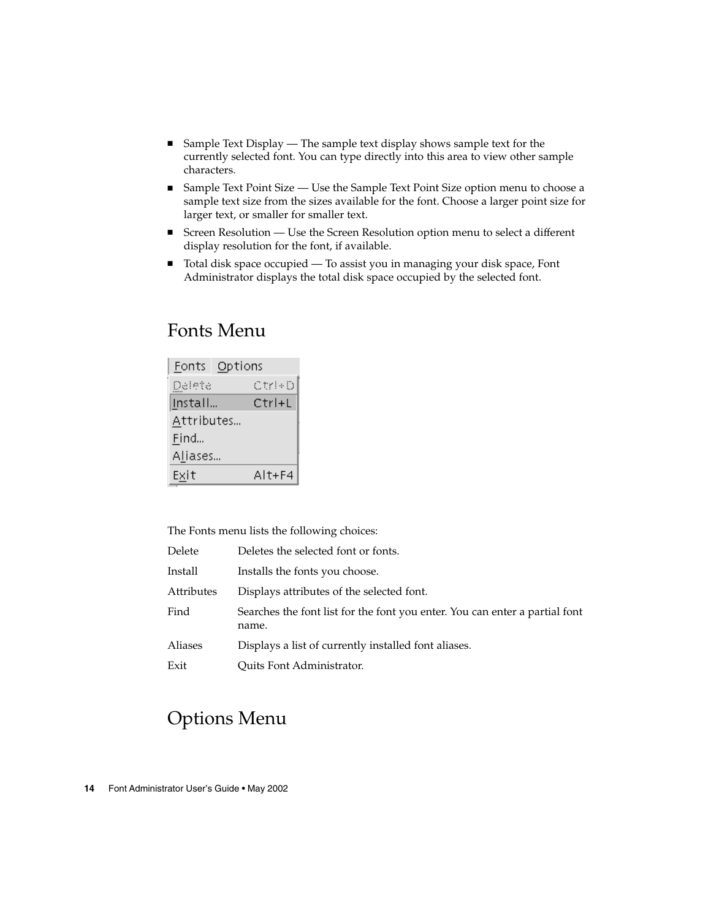- Sample Text Display — The sample text display shows sample text for the currently selected font. You can type directly into this area to view other sample characters.
- Sample Text Point Size — Use the Sample Text Point Size option menu to choose a sample text size from the sizes available for the font. Choose a larger point size for larger text, or smaller for smaller text.
- Screen Resolution — Use the Screen Resolution option menu to select a different display resolution for the font, if available.
- Total disk space occupied — To assist you in managing your disk space, Font Administrator displays the total disk space occupied by the selected font.

## Fonts Menu

The Fonts menu lists the following choices:

| | |
|---|---|
| Delete | Deletes the selected font or fonts. |
| Install | Installs the fonts you choose. |
| Attributes | Displays attributes of the selected font. |
| Find | Searches the font list for the font you enter. You can enter a partial font name. |
| Aliases | Displays a list of currently installed font aliases. |
| Exit | Quits Font Administrator. |

## Options Menu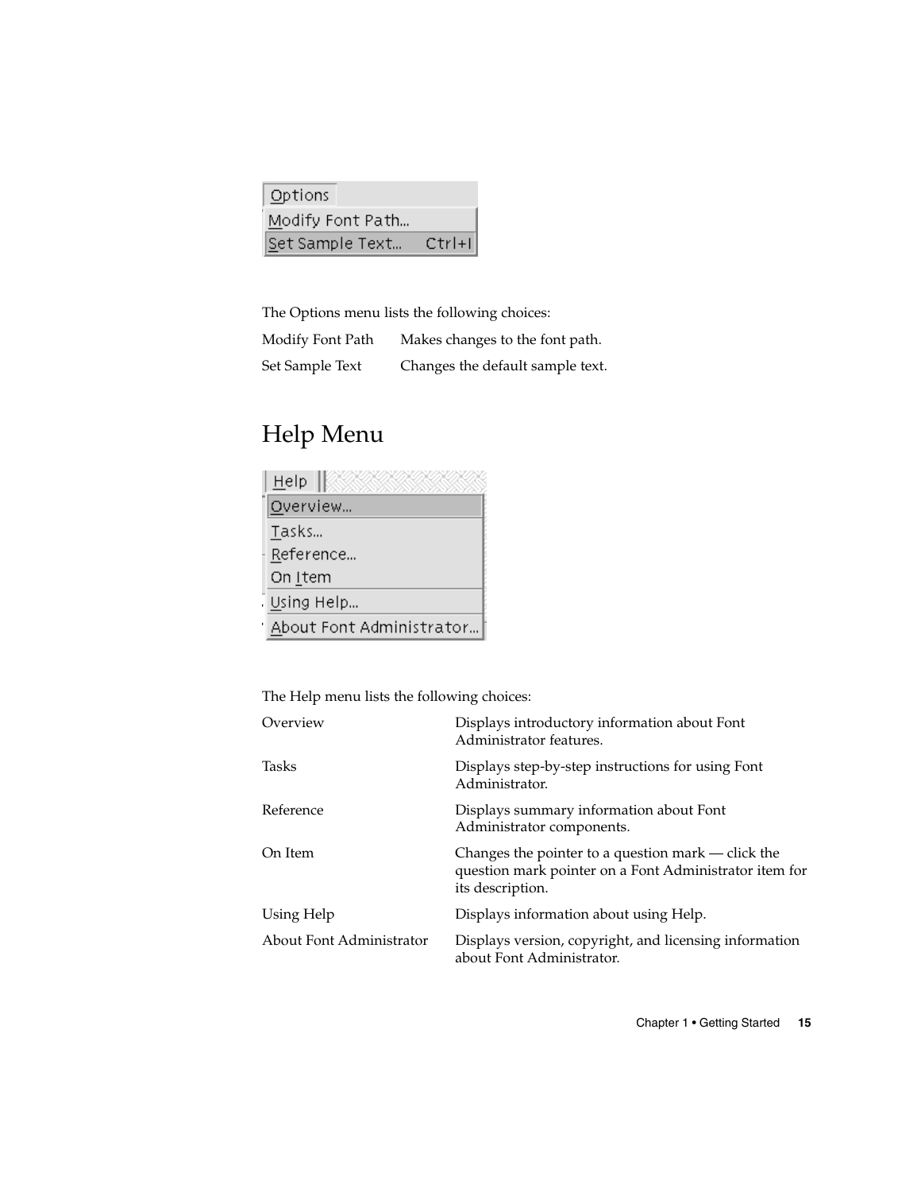The Options menu lists the following choices:

| | |
|---|---|
| Modify Font Path | Makes changes to the font path. |
| Set Sample Text | Changes the default sample text. |

## Help Menu

The Help menu lists the following choices:

| | |
|---|---|
| Overview | Displays introductory information about Font Administrator features. |
| Tasks | Displays step-by-step instructions for using Font Administrator. |
| Reference | Displays summary information about Font Administrator components. |
| On Item | Changes the pointer to a question mark — click the question mark pointer on a Font Administrator item for its description. |
| Using Help | Displays information about using Help. |
| About Font Administrator | Displays version, copyright, and licensing information about Font Administrator. |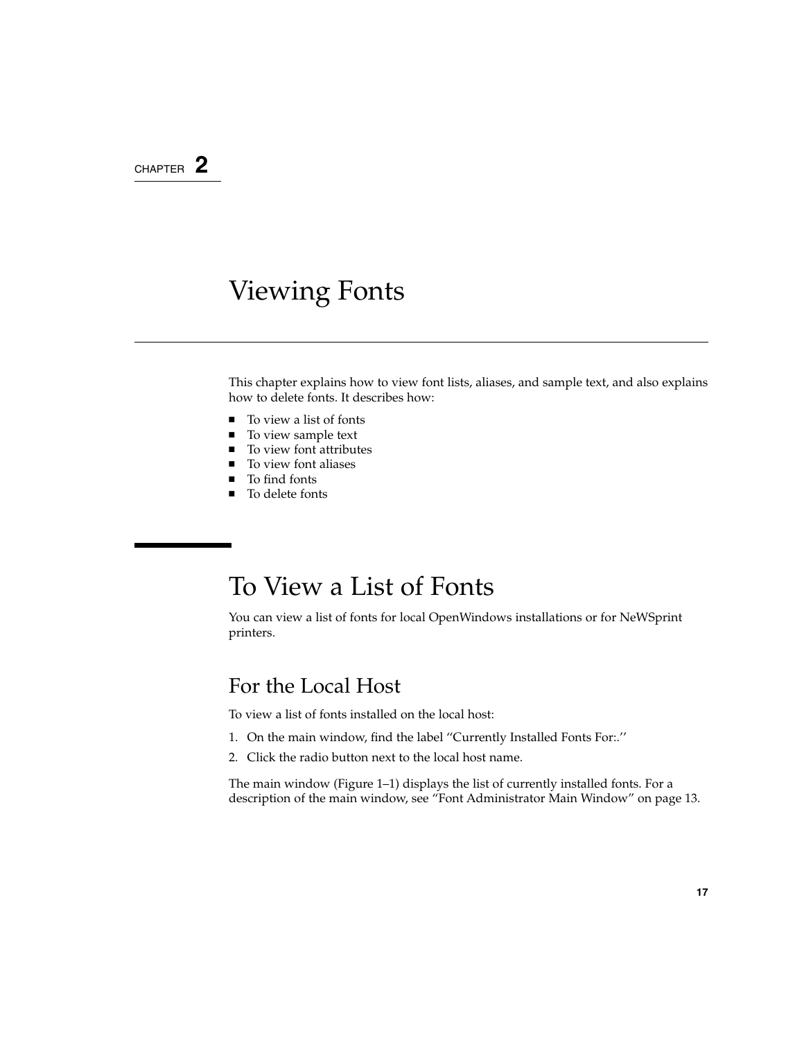CHAPTER 2

# Viewing Fonts

This chapter explains how to view font lists, aliases, and sample text, and also explains how to delete fonts. It describes how:

- To view a list of fonts
- To view sample text
- To view font attributes
- To view font aliases
- To find fonts
- To delete fonts

## To View a List of Fonts

You can view a list of fonts for local OpenWindows installations or for NeWSprint printers.

### For the Local Host

To view a list of fonts installed on the local host:

1. On the main window, find the label ''Currently Installed Fonts For:.''
2. Click the radio button next to the local host name.

The main window (Figure 1–1) displays the list of currently installed fonts. For a description of the main window, see "Font Administrator Main Window" on page 13.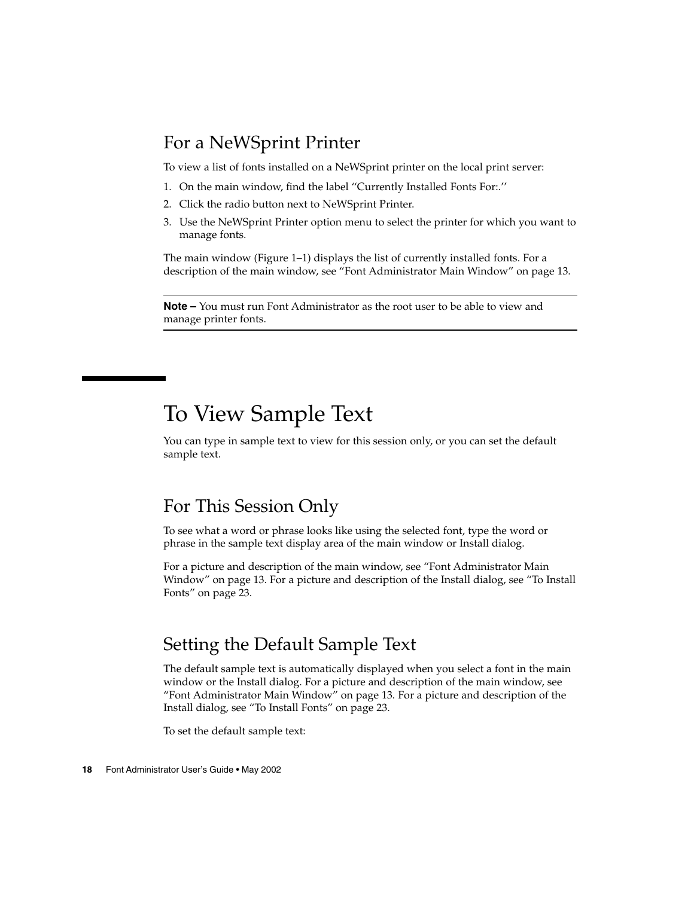### For a NeWSprint Printer

To view a list of fonts installed on a NeWSprint printer on the local print server:

1. On the main window, find the label ''Currently Installed Fonts For:.''
2. Click the radio button next to NeWSprint Printer.
3. Use the NeWSprint Printer option menu to select the printer for which you want to manage fonts.

The main window (Figure 1–1) displays the list of currently installed fonts. For a description of the main window, see "Font Administrator Main Window" on page 13.

---

**Note –** You must run Font Administrator as the root user to be able to view and manage printer fonts.

---

## To View Sample Text

You can type in sample text to view for this session only, or you can set the default sample text.

### For This Session Only

To see what a word or phrase looks like using the selected font, type the word or phrase in the sample text display area of the main window or Install dialog.

For a picture and description of the main window, see "Font Administrator Main Window" on page 13. For a picture and description of the Install dialog, see "To Install Fonts" on page 23.

### Setting the Default Sample Text

The default sample text is automatically displayed when you select a font in the main window or the Install dialog. For a picture and description of the main window, see "Font Administrator Main Window" on page 13. For a picture and description of the Install dialog, see "To Install Fonts" on page 23.

To set the default sample text: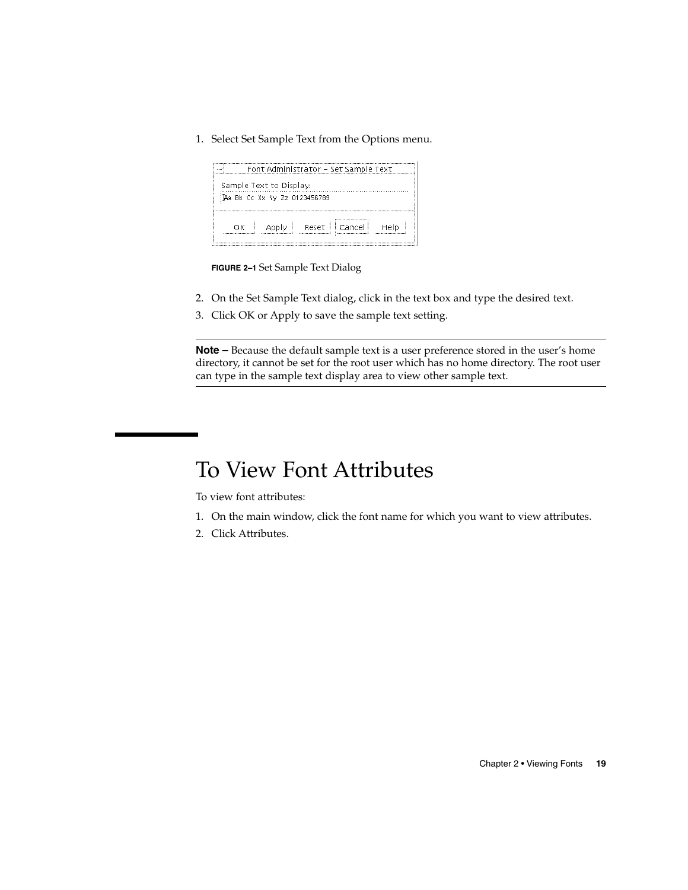1. Select Set Sample Text from the Options menu.

**FIGURE 2–1** Set Sample Text Dialog

2. On the Set Sample Text dialog, click in the text box and type the desired text.
3. Click OK or Apply to save the sample text setting.

---

**Note –** Because the default sample text is a user preference stored in the user's home directory, it cannot be set for the root user which has no home directory. The root user can type in the sample text display area to view other sample text.

---

# To View Font Attributes

To view font attributes:

1. On the main window, click the font name for which you want to view attributes.
2. Click Attributes.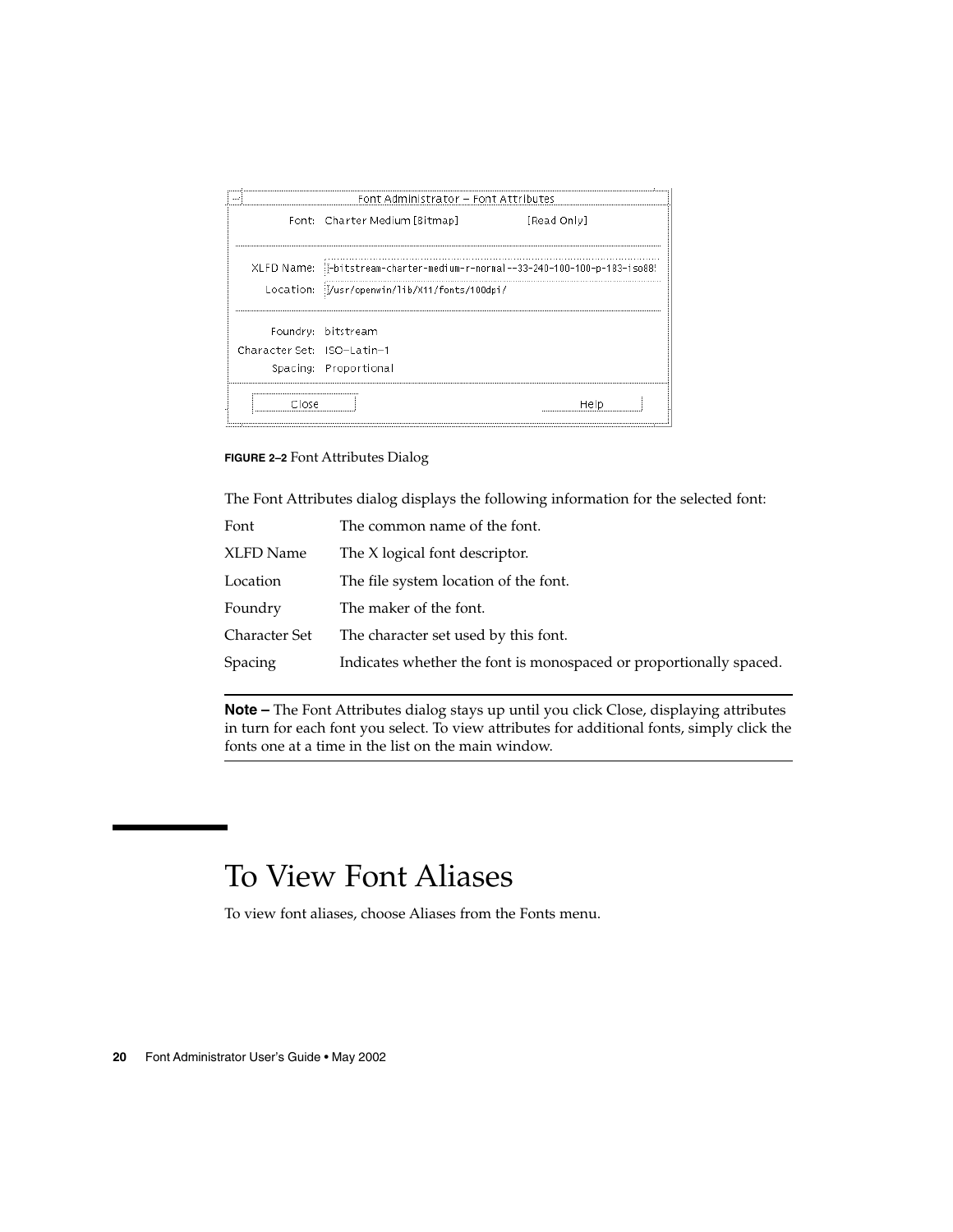FIGURE 2–2 Font Attributes Dialog

The Font Attributes dialog displays the following information for the selected font:

| | |
|---|---|
| Font | The common name of the font. |
| XLFD Name | The X logical font descriptor. |
| Location | The file system location of the font. |
| Foundry | The maker of the font. |
| Character Set | The character set used by this font. |
| Spacing | Indicates whether the font is monospaced or proportionally spaced. |

---

**Note –** The Font Attributes dialog stays up until you click Close, displaying attributes in turn for each font you select. To view attributes for additional fonts, simply click the fonts one at a time in the list on the main window.

---

# To View Font Aliases

To view font aliases, choose Aliases from the Fonts menu.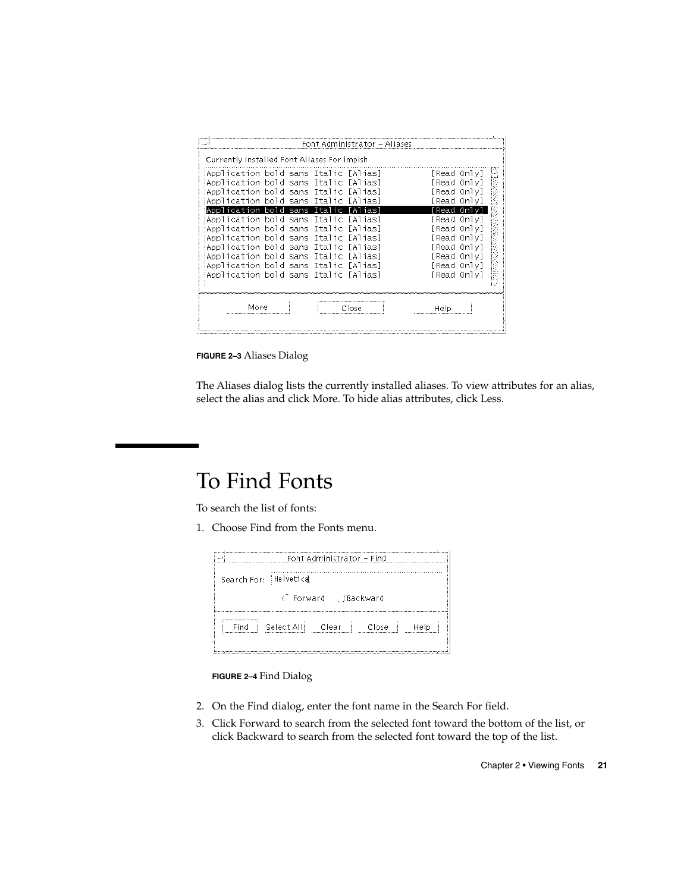FIGURE 2–3 Aliases Dialog

The Aliases dialog lists the currently installed aliases. To view attributes for an alias, select the alias and click More. To hide alias attributes, click Less.

# To Find Fonts

To search the list of fonts:

1. Choose Find from the Fonts menu.

FIGURE 2–4 Find Dialog

2. On the Find dialog, enter the font name in the Search For field.
3. Click Forward to search from the selected font toward the bottom of the list, or click Backward to search from the selected font toward the top of the list.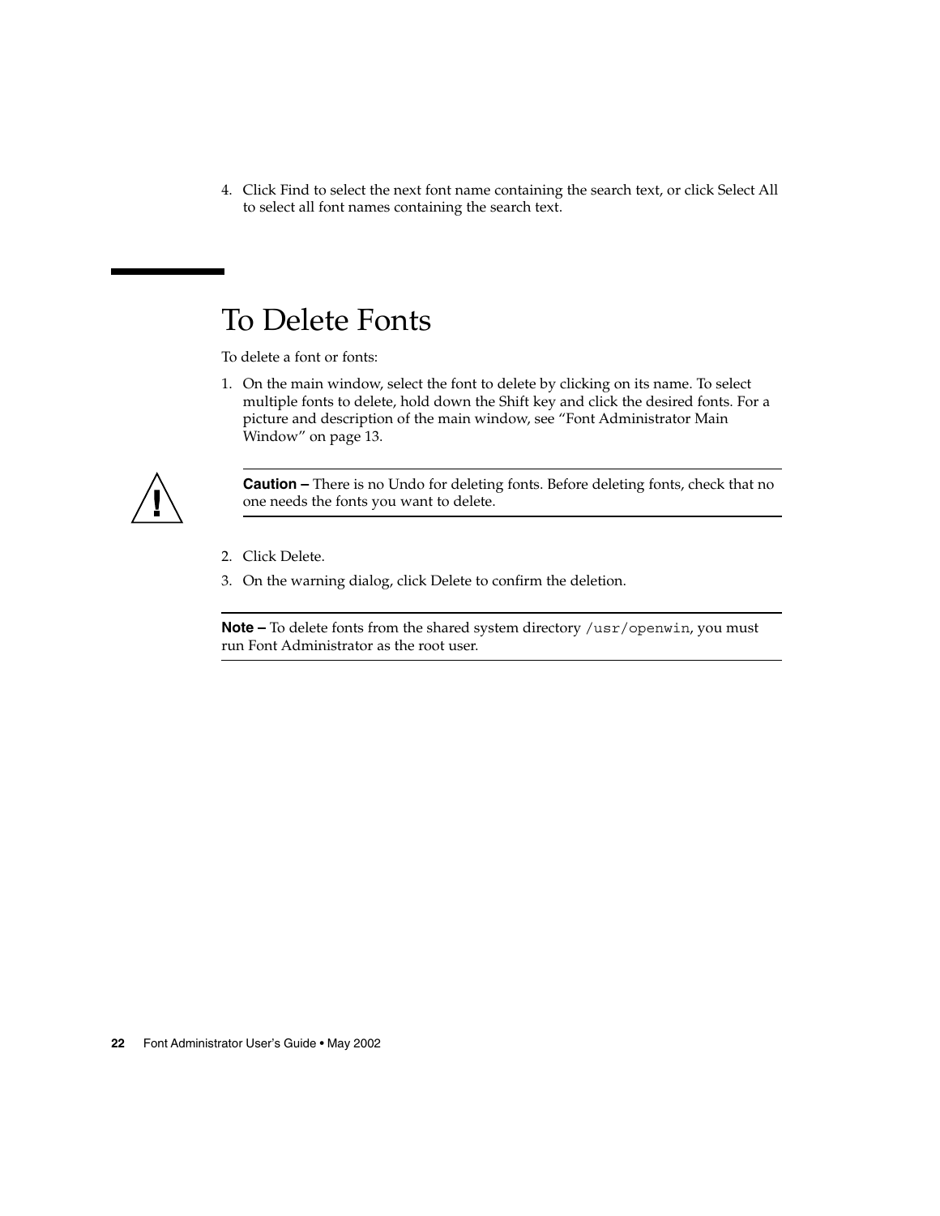4. Click Find to select the next font name containing the search text, or click Select All to select all font names containing the search text.

# To Delete Fonts

To delete a font or fonts:

1. On the main window, select the font to delete by clicking on its name. To select multiple fonts to delete, hold down the Shift key and click the desired fonts. For a picture and description of the main window, see "Font Administrator Main Window" on page 13.

---

**Caution –** There is no Undo for deleting fonts. Before deleting fonts, check that no one needs the fonts you want to delete.

---

2. Click Delete.
3. On the warning dialog, click Delete to confirm the deletion.

---

**Note –** To delete fonts from the shared system directory `/usr/openwin`, you must run Font Administrator as the root user.

---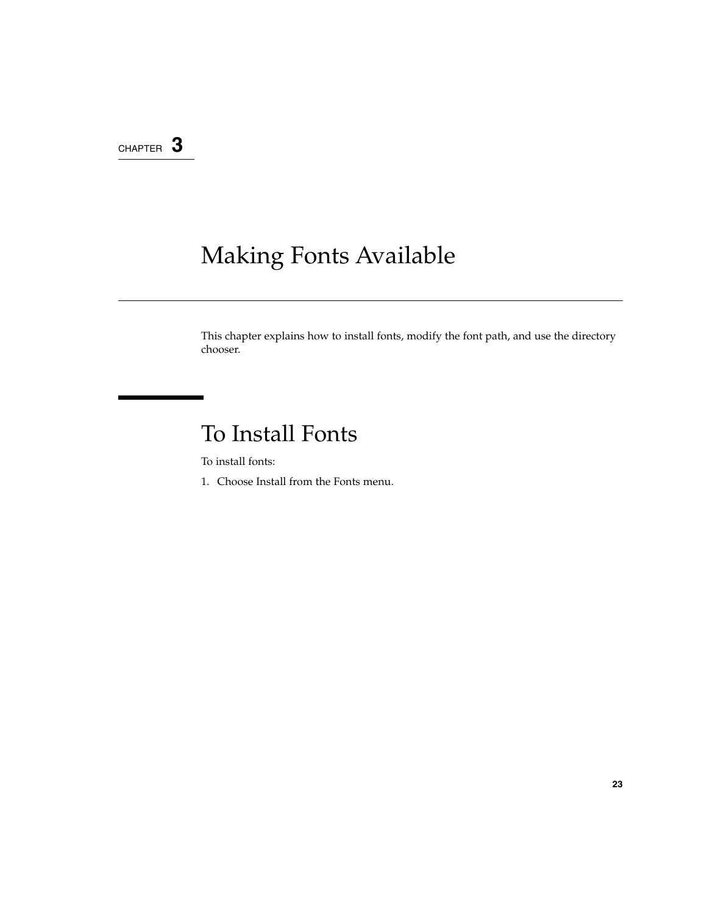CHAPTER 3

# Making Fonts Available

This chapter explains how to install fonts, modify the font path, and use the directory chooser.

## To Install Fonts

To install fonts:

1. Choose Install from the Fonts menu.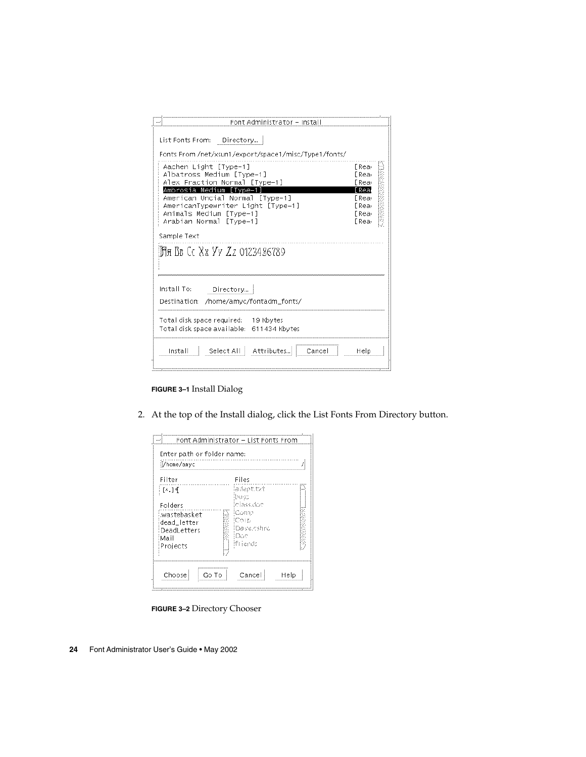FIGURE 3–1 Install Dialog

2. At the top of the Install dialog, click the List Fonts From Directory button.

FIGURE 3–2 Directory Chooser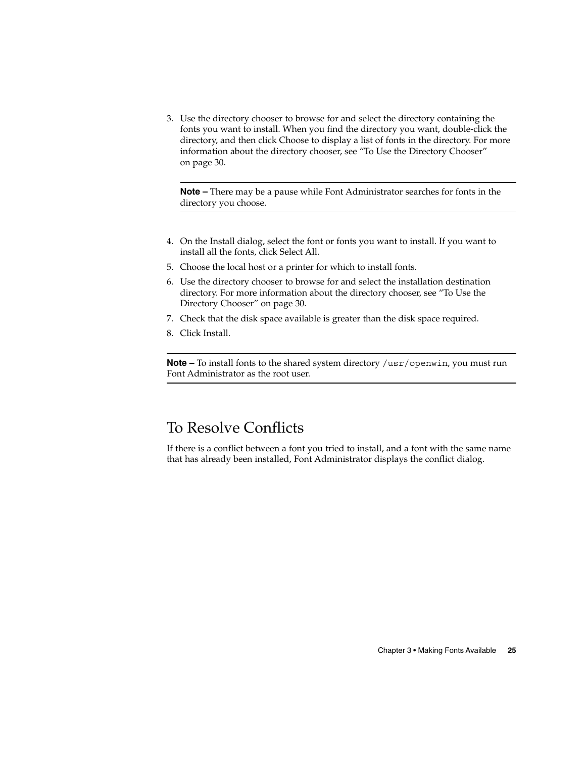3. Use the directory chooser to browse for and select the directory containing the fonts you want to install. When you find the directory you want, double-click the directory, and then click Choose to display a list of fonts in the directory. For more information about the directory chooser, see "To Use the Directory Chooser" on page 30.

   ---

   **Note –** There may be a pause while Font Administrator searches for fonts in the directory you choose.

   ---

4. On the Install dialog, select the font or fonts you want to install. If you want to install all the fonts, click Select All.
5. Choose the local host or a printer for which to install fonts.
6. Use the directory chooser to browse for and select the installation destination directory. For more information about the directory chooser, see "To Use the Directory Chooser" on page 30.
7. Check that the disk space available is greater than the disk space required.
8. Click Install.

---

**Note –** To install fonts to the shared system directory `/usr/openwin`, you must run Font Administrator as the root user.

---

## To Resolve Conflicts

If there is a conflict between a font you tried to install, and a font with the same name that has already been installed, Font Administrator displays the conflict dialog.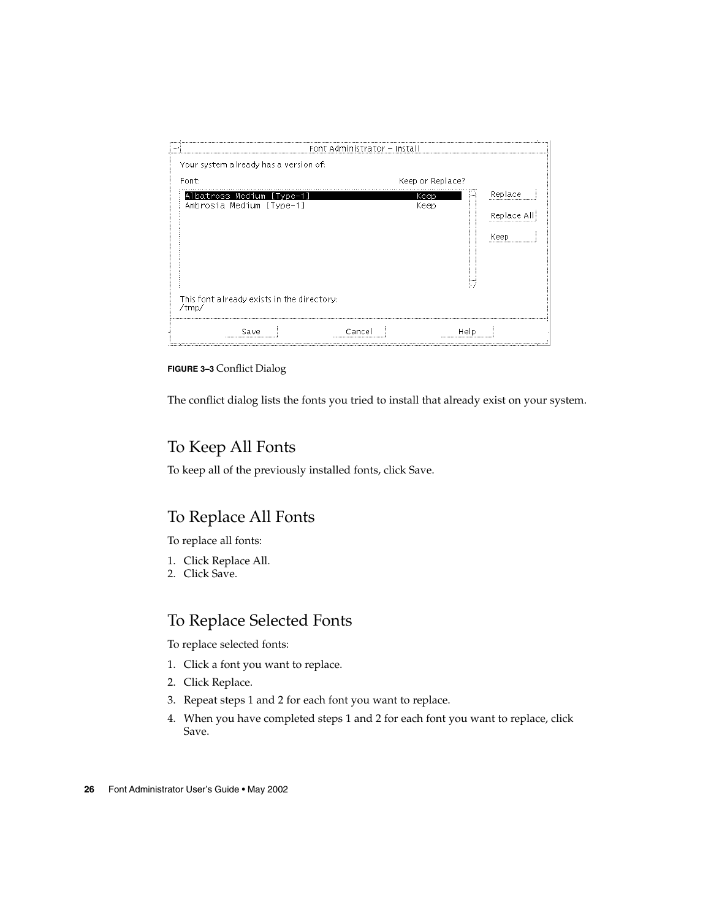**FIGURE 3–3** Conflict Dialog

The conflict dialog lists the fonts you tried to install that already exist on your system.

## To Keep All Fonts

To keep all of the previously installed fonts, click Save.

## To Replace All Fonts

To replace all fonts:

1. Click Replace All.
2. Click Save.

## To Replace Selected Fonts

To replace selected fonts:

1. Click a font you want to replace.
2. Click Replace.
3. Repeat steps 1 and 2 for each font you want to replace.
4. When you have completed steps 1 and 2 for each font you want to replace, click Save.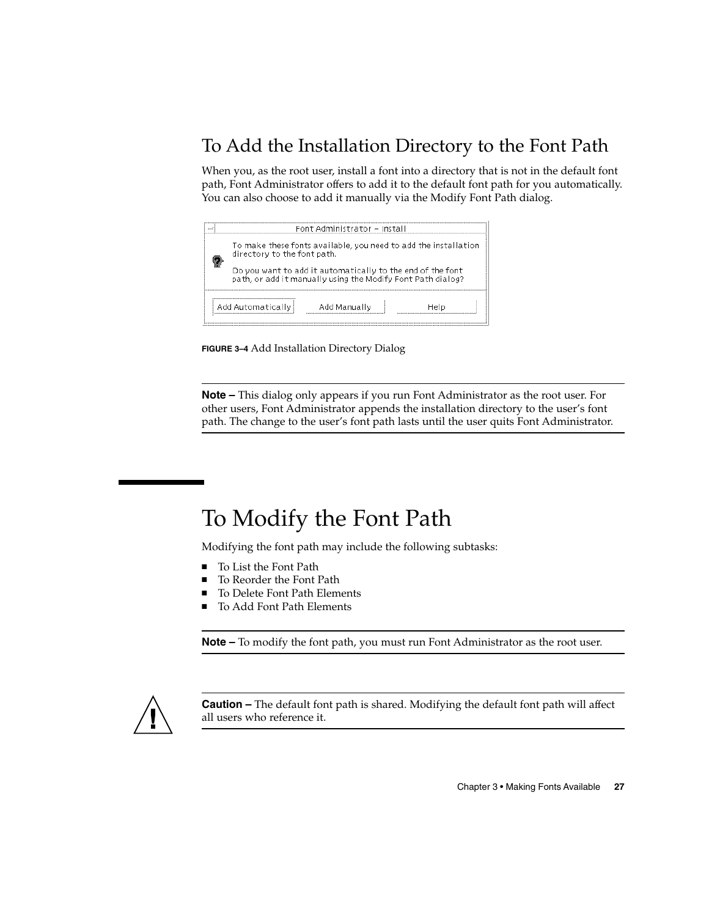## To Add the Installation Directory to the Font Path

When you, as the root user, install a font into a directory that is not in the default font path, Font Administrator offers to add it to the default font path for you automatically. You can also choose to add it manually via the Modify Font Path dialog.

**FIGURE 3–4** Add Installation Directory Dialog

---

**Note –** This dialog only appears if you run Font Administrator as the root user. For other users, Font Administrator appends the installation directory to the user's font path. The change to the user's font path lasts until the user quits Font Administrator.

---

# To Modify the Font Path

Modifying the font path may include the following subtasks:

- To List the Font Path
- To Reorder the Font Path
- To Delete Font Path Elements
- To Add Font Path Elements

---

**Note –** To modify the font path, you must run Font Administrator as the root user.

---

**Caution –** The default font path is shared. Modifying the default font path will affect all users who reference it.

---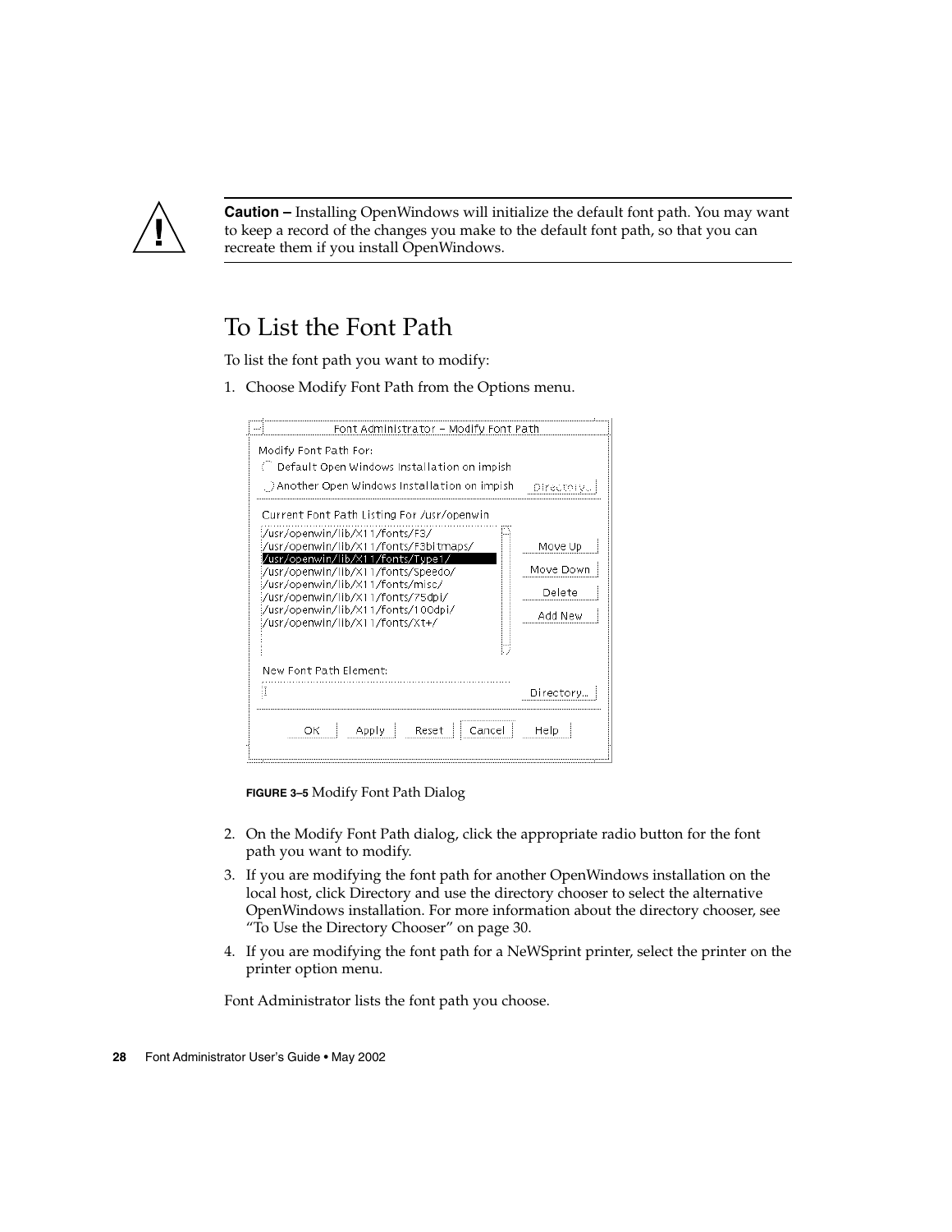**Caution –** Installing OpenWindows will initialize the default font path. You may want to keep a record of the changes you make to the default font path, so that you can recreate them if you install OpenWindows.

## To List the Font Path

To list the font path you want to modify:

1. Choose Modify Font Path from the Options menu.

**FIGURE 3–5** Modify Font Path Dialog

2. On the Modify Font Path dialog, click the appropriate radio button for the font path you want to modify.
3. If you are modifying the font path for another OpenWindows installation on the local host, click Directory and use the directory chooser to select the alternative OpenWindows installation. For more information about the directory chooser, see "To Use the Directory Chooser" on page 30.
4. If you are modifying the font path for a NeWSprint printer, select the printer on the printer option menu.

Font Administrator lists the font path you choose.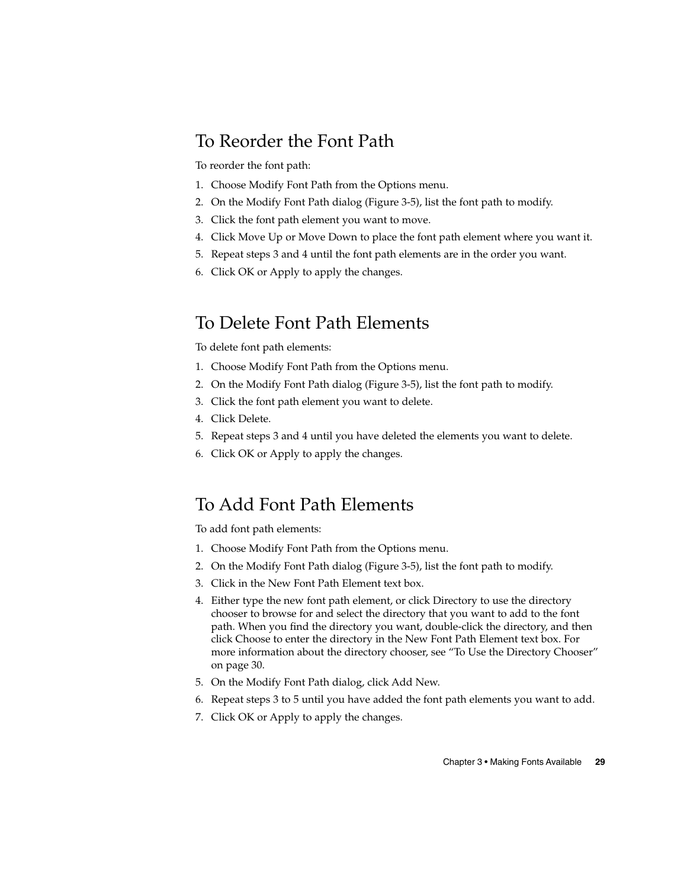## To Reorder the Font Path

To reorder the font path:

1. Choose Modify Font Path from the Options menu.
2. On the Modify Font Path dialog (Figure 3-5), list the font path to modify.
3. Click the font path element you want to move.
4. Click Move Up or Move Down to place the font path element where you want it.
5. Repeat steps 3 and 4 until the font path elements are in the order you want.
6. Click OK or Apply to apply the changes.

## To Delete Font Path Elements

To delete font path elements:

1. Choose Modify Font Path from the Options menu.
2. On the Modify Font Path dialog (Figure 3-5), list the font path to modify.
3. Click the font path element you want to delete.
4. Click Delete.
5. Repeat steps 3 and 4 until you have deleted the elements you want to delete.
6. Click OK or Apply to apply the changes.

## To Add Font Path Elements

To add font path elements:

1. Choose Modify Font Path from the Options menu.
2. On the Modify Font Path dialog (Figure 3-5), list the font path to modify.
3. Click in the New Font Path Element text box.
4. Either type the new font path element, or click Directory to use the directory chooser to browse for and select the directory that you want to add to the font path. When you find the directory you want, double-click the directory, and then click Choose to enter the directory in the New Font Path Element text box. For more information about the directory chooser, see "To Use the Directory Chooser" on page 30.
5. On the Modify Font Path dialog, click Add New.
6. Repeat steps 3 to 5 until you have added the font path elements you want to add.
7. Click OK or Apply to apply the changes.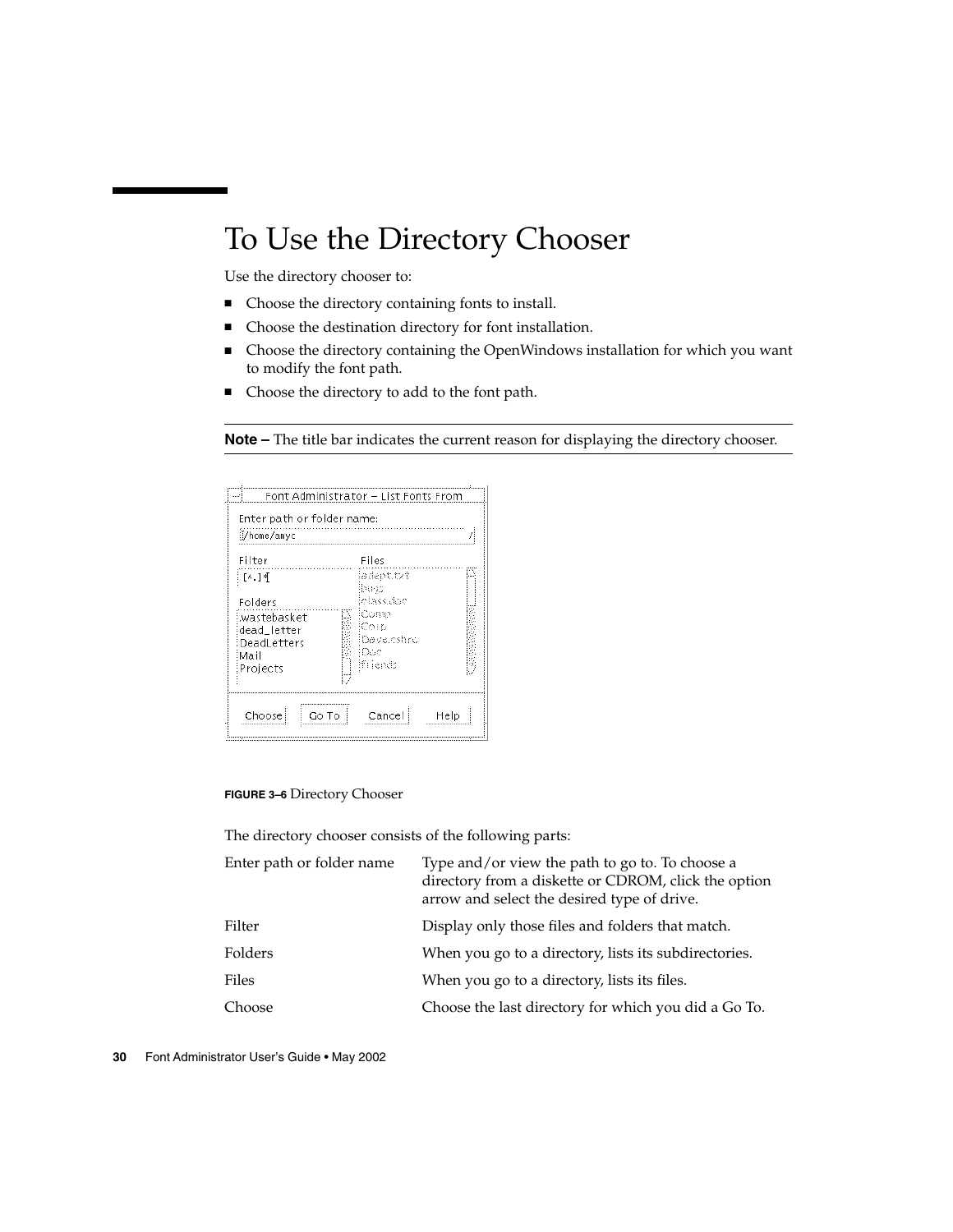# To Use the Directory Chooser

Use the directory chooser to:

- Choose the directory containing fonts to install.
- Choose the destination directory for font installation.
- Choose the directory containing the OpenWindows installation for which you want to modify the font path.
- Choose the directory to add to the font path.

---

**Note –** The title bar indicates the current reason for displaying the directory chooser.

---

**FIGURE 3–6** Directory Chooser

The directory chooser consists of the following parts:

| | |
|---|---|
| Enter path or folder name | Type and/or view the path to go to. To choose a directory from a diskette or CDROM, click the option arrow and select the desired type of drive. |
| Filter | Display only those files and folders that match. |
| Folders | When you go to a directory, lists its subdirectories. |
| Files | When you go to a directory, lists its files. |
| Choose | Choose the last directory for which you did a Go To. |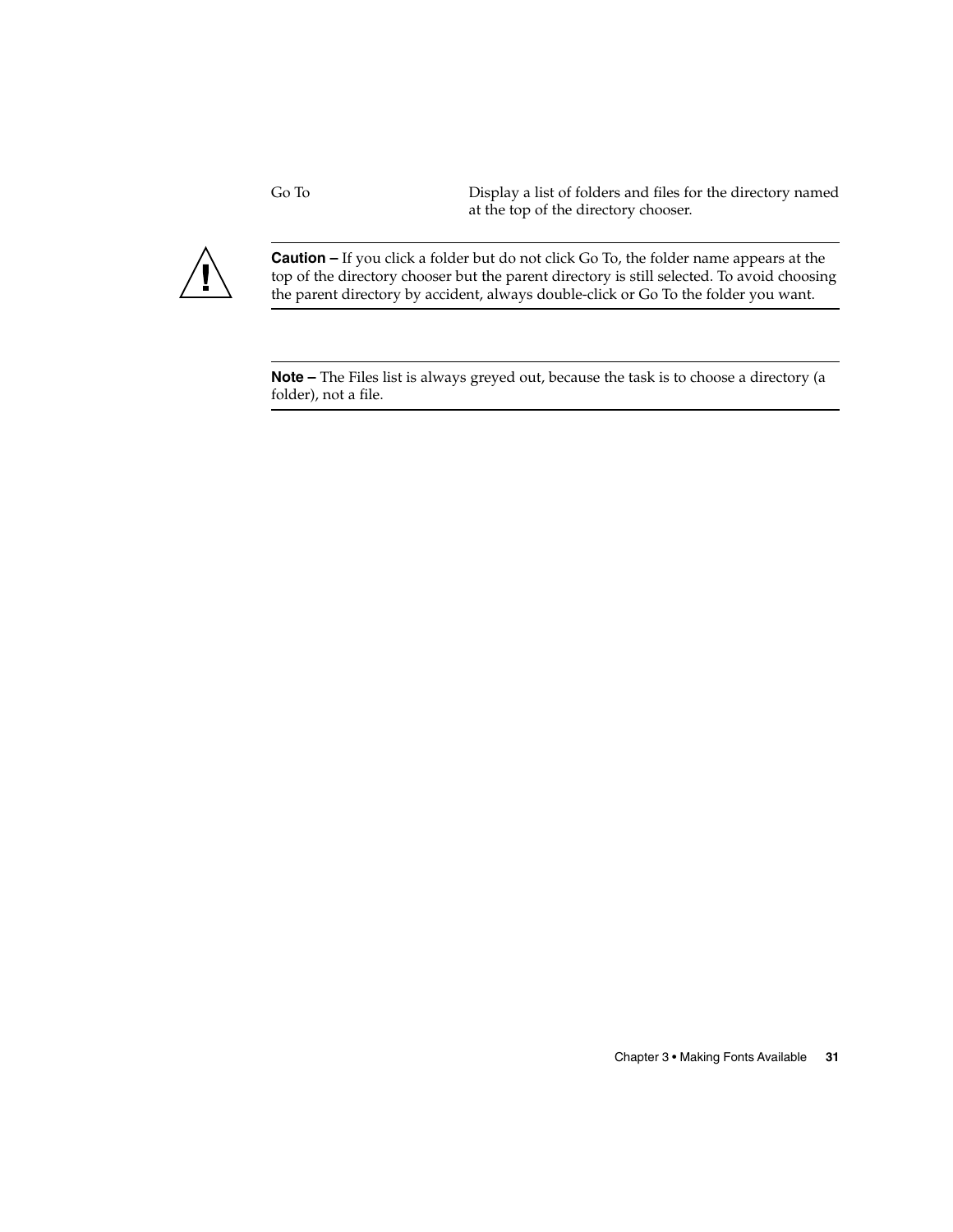| | |
|---|---|
| Go To | Display a list of folders and files for the directory named at the top of the directory chooser. |

---

**Caution –** If you click a folder but do not click Go To, the folder name appears at the top of the directory chooser but the parent directory is still selected. To avoid choosing the parent directory by accident, always double-click or Go To the folder you want.

---

**Note –** The Files list is always greyed out, because the task is to choose a directory (a folder), not a file.

---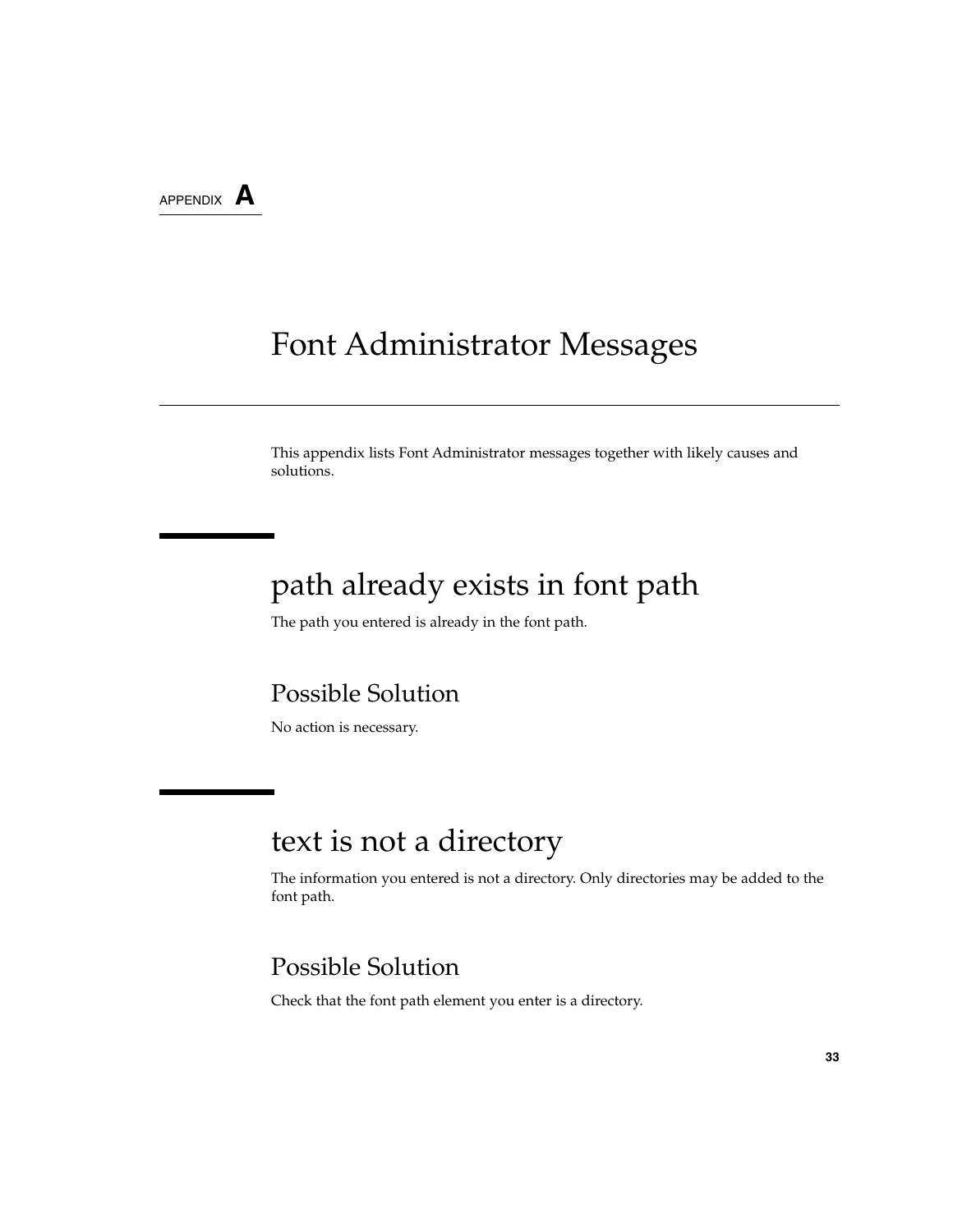APPENDIX A

# Font Administrator Messages

This appendix lists Font Administrator messages together with likely causes and solutions.

## path already exists in font path

The path you entered is already in the font path.

### Possible Solution

No action is necessary.

## text is not a directory

The information you entered is not a directory. Only directories may be added to the font path.

### Possible Solution

Check that the font path element you enter is a directory.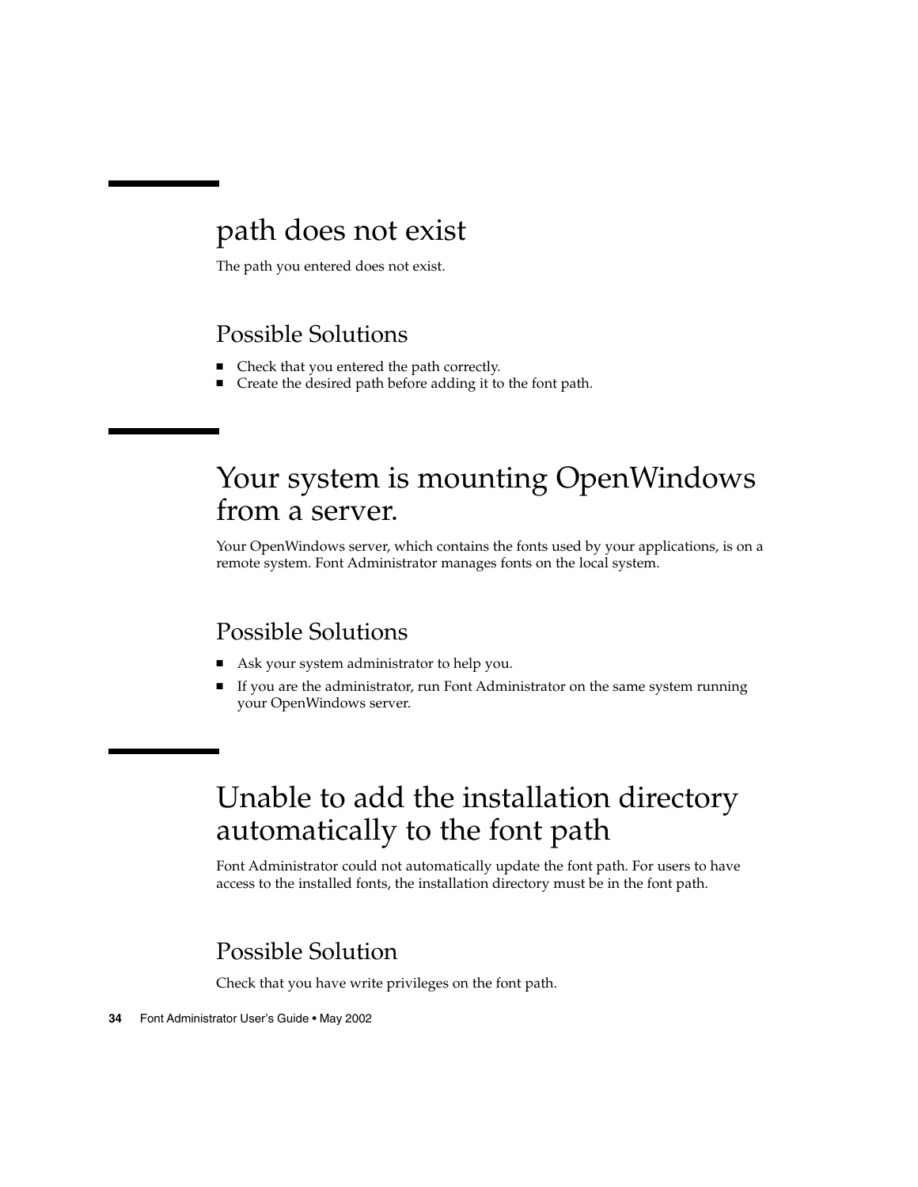# path does not exist

The path you entered does not exist.

## Possible Solutions

- Check that you entered the path correctly.
- Create the desired path before adding it to the font path.

# Your system is mounting OpenWindows from a server.

Your OpenWindows server, which contains the fonts used by your applications, is on a remote system. Font Administrator manages fonts on the local system.

## Possible Solutions

- Ask your system administrator to help you.
- If you are the administrator, run Font Administrator on the same system running your OpenWindows server.

# Unable to add the installation directory automatically to the font path

Font Administrator could not automatically update the font path. For users to have access to the installed fonts, the installation directory must be in the font path.

## Possible Solution

Check that you have write privileges on the font path.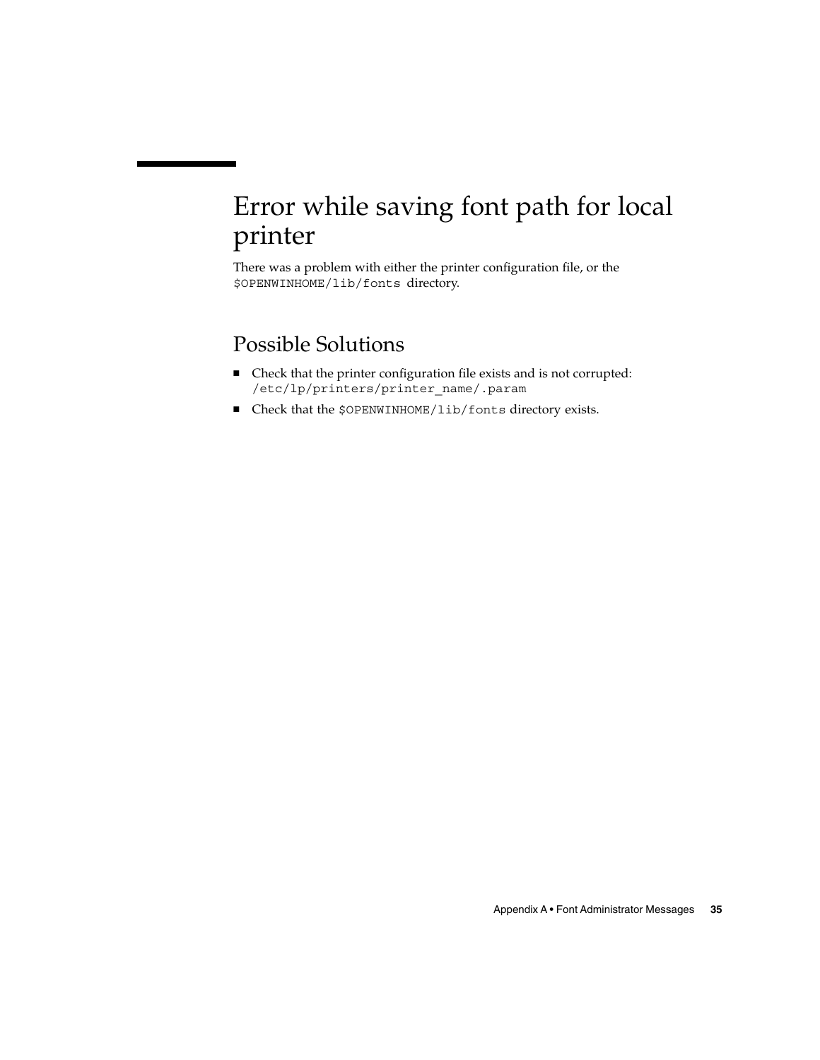# Error while saving font path for local printer

There was a problem with either the printer configuration file, or the `$OPENWINHOME/lib/fonts` directory.

## Possible Solutions

- Check that the printer configuration file exists and is not corrupted: `/etc/lp/printers/printer_name/.param`
- Check that the `$OPENWINHOME/lib/fonts` directory exists.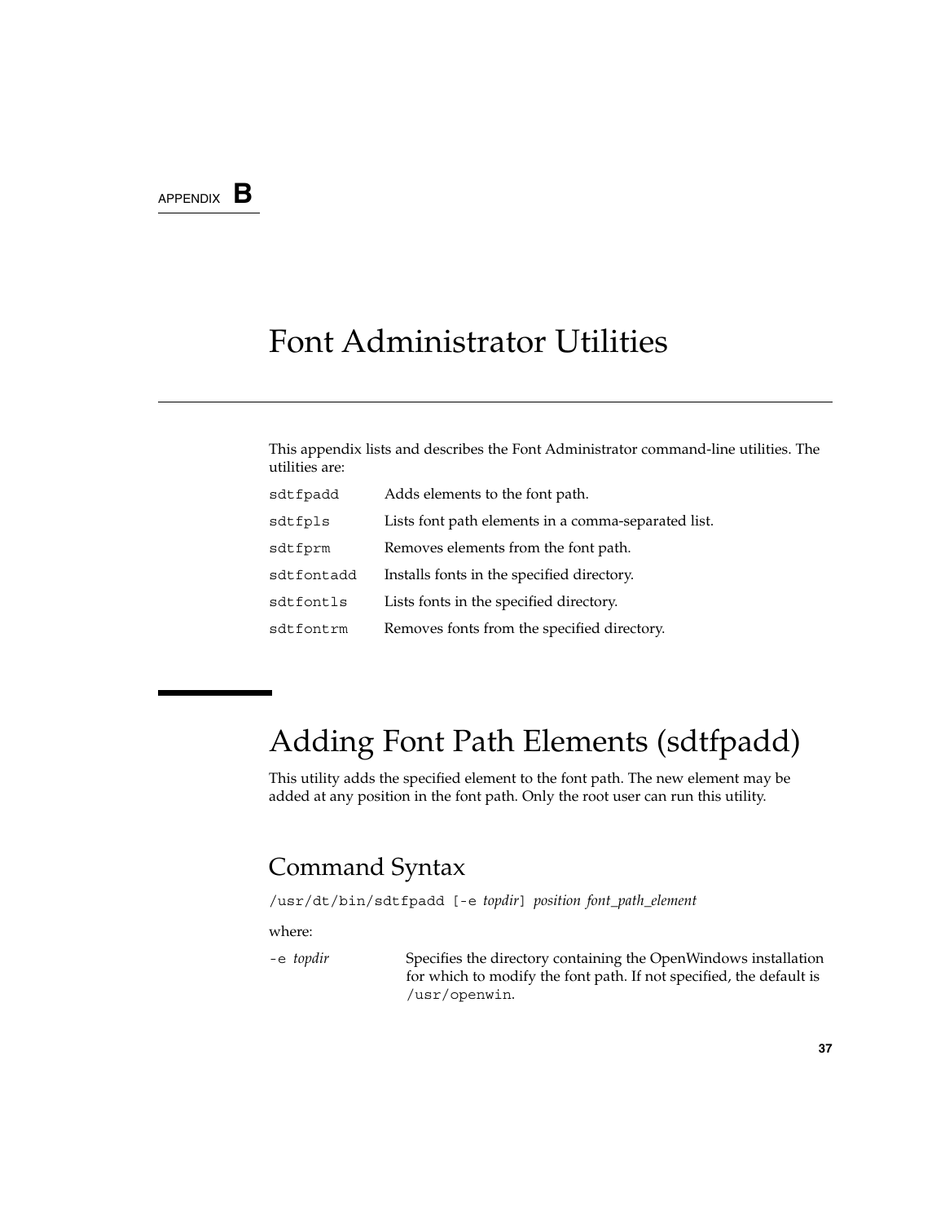APPENDIX **B**

# Font Administrator Utilities

This appendix lists and describes the Font Administrator command-line utilities. The utilities are:

| | |
|---|---|
| `sdtfpadd` | Adds elements to the font path. |
| `sdtfpls` | Lists font path elements in a comma-separated list. |
| `sdtfprm` | Removes elements from the font path. |
| `sdtfontadd` | Installs fonts in the specified directory. |
| `sdtfontls` | Lists fonts in the specified directory. |
| `sdtfontrm` | Removes fonts from the specified directory. |

## Adding Font Path Elements (sdtfpadd)

This utility adds the specified element to the font path. The new element may be added at any position in the font path. Only the root user can run this utility.

### Command Syntax

`/usr/dt/bin/sdtfpadd [-e` *topdir*`]` *position font_path_element*

where:

| | |
|---|---|
| `-e` *topdir* | Specifies the directory containing the OpenWindows installation for which to modify the font path. If not specified, the default is `/usr/openwin`. |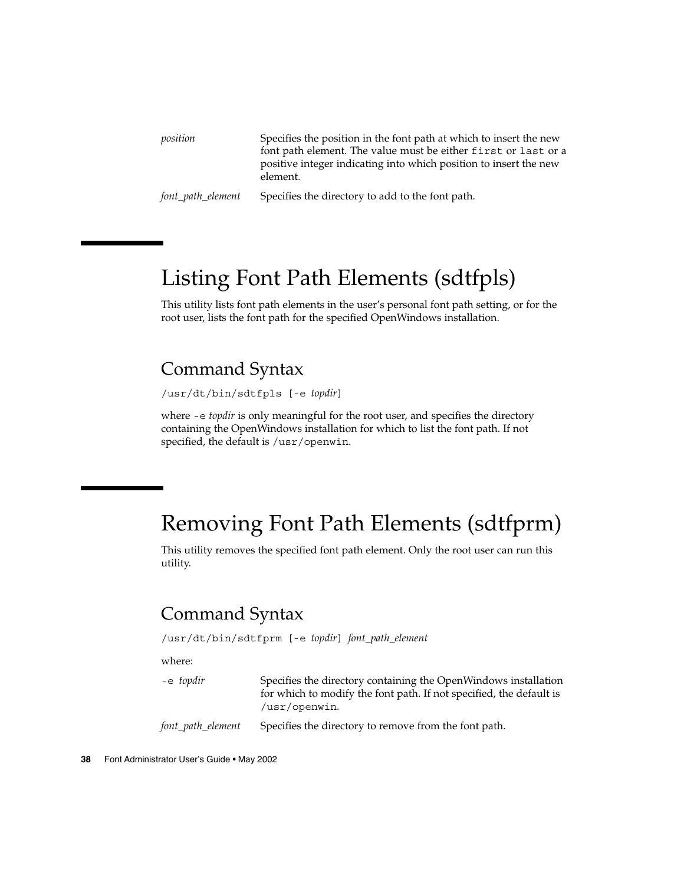| | |
|---|---|
| *position* | Specifies the position in the font path at which to insert the new font path element. The value must be either `first` or `last` or a positive integer indicating into which position to insert the new element. |
| *font_path_element* | Specifies the directory to add to the font path. |

# Listing Font Path Elements (sdtfpls)

This utility lists font path elements in the user's personal font path setting, or for the root user, lists the font path for the specified OpenWindows installation.

## Command Syntax

`/usr/dt/bin/sdtfpls [-e` *topdir*`]`

where `-e` *topdir* is only meaningful for the root user, and specifies the directory containing the OpenWindows installation for which to list the font path. If not specified, the default is `/usr/openwin`.

# Removing Font Path Elements (sdtfprm)

This utility removes the specified font path element. Only the root user can run this utility.

## Command Syntax

`/usr/dt/bin/sdtfprm [-e` *topdir*`]` *font_path_element*

where:

| | |
|---|---|
| `-e` *topdir* | Specifies the directory containing the OpenWindows installation for which to modify the font path. If not specified, the default is `/usr/openwin`. |
| *font_path_element* | Specifies the directory to remove from the font path. |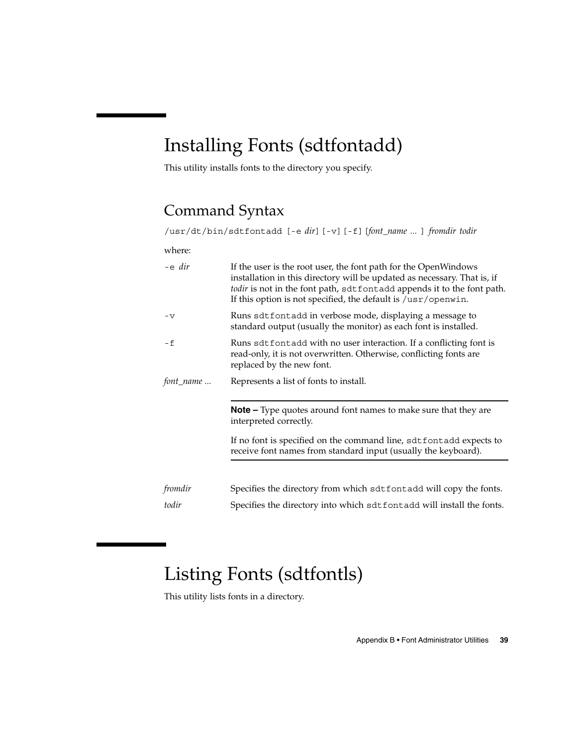# Installing Fonts (sdtfontadd)

This utility installs fonts to the directory you specify.

## Command Syntax

`/usr/dt/bin/sdtfontadd [-e` *dir*`] [-v] [-f] [`*font_name ...* `]` *fromdir todir*

where:

| | |
|---|---|
| `-e` *dir* | If the user is the root user, the font path for the OpenWindows installation in this directory will be updated as necessary. That is, if *todir* is not in the font path, `sdtfontadd` appends it to the font path. If this option is not specified, the default is `/usr/openwin`. |
| `-v` | Runs `sdtfontadd` in verbose mode, displaying a message to standard output (usually the monitor) as each font is installed. |
| `-f` | Runs `sdtfontadd` with no user interaction. If a conflicting font is read-only, it is not overwritten. Otherwise, conflicting fonts are replaced by the new font. |
| *font_name ...* | Represents a list of fonts to install. |

> **Note –** Type quotes around font names to make sure that they are interpreted correctly.
>
> If no font is specified on the command line, `sdtfontadd` expects to receive font names from standard input (usually the keyboard).

| | |
|---|---|
| *fromdir* | Specifies the directory from which `sdtfontadd` will copy the fonts. |
| *todir* | Specifies the directory into which `sdtfontadd` will install the fonts. |

# Listing Fonts (sdtfontls)

This utility lists fonts in a directory.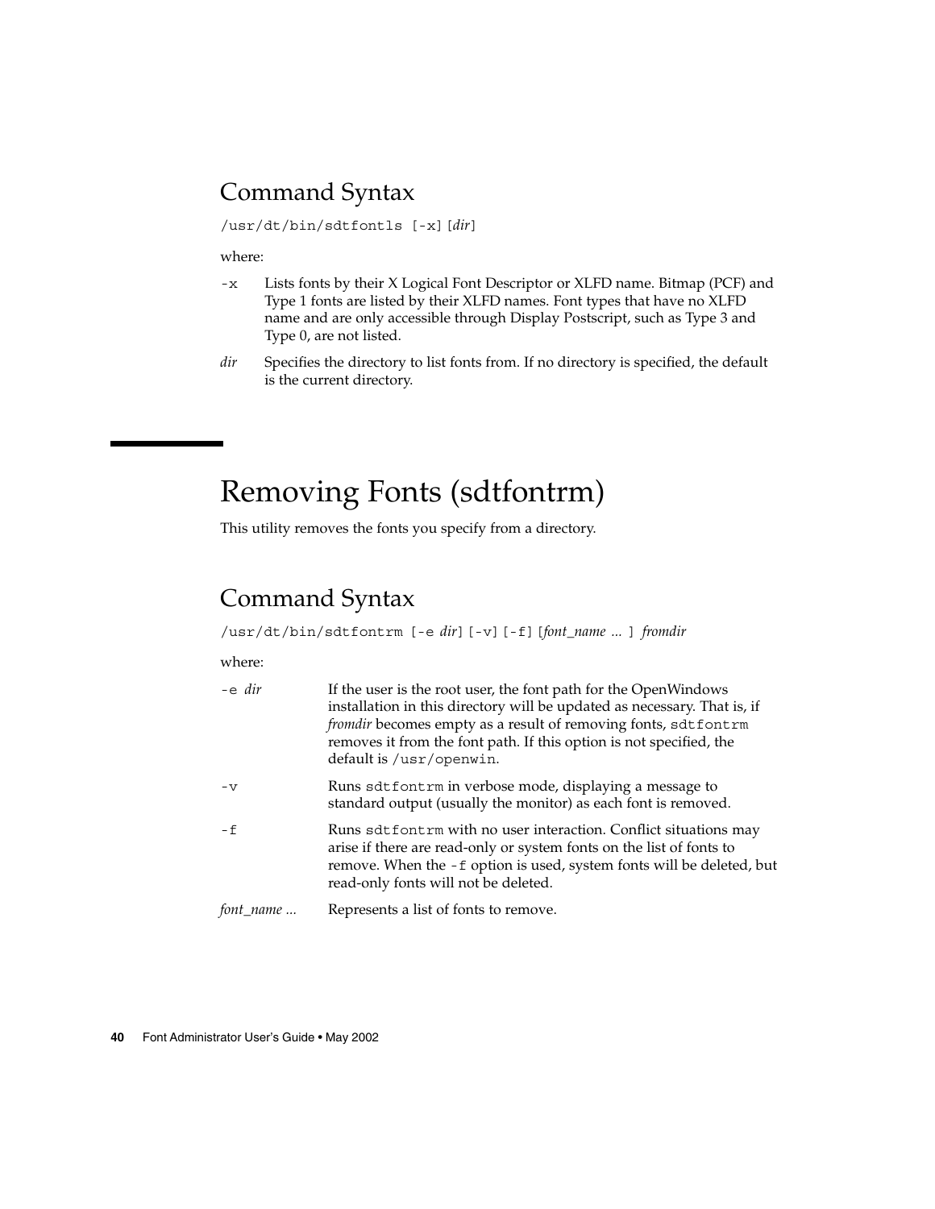## Command Syntax

`/usr/dt/bin/sdtfontls [-x] [`*dir*`]`

where:

- `-x` Lists fonts by their X Logical Font Descriptor or XLFD name. Bitmap (PCF) and Type 1 fonts are listed by their XLFD names. Font types that have no XLFD name and are only accessible through Display Postscript, such as Type 3 and Type 0, are not listed.
- *dir* Specifies the directory to list fonts from. If no directory is specified, the default is the current directory.

# Removing Fonts (sdtfontrm)

This utility removes the fonts you specify from a directory.

## Command Syntax

`/usr/dt/bin/sdtfontrm [-e` *dir*`] [-v] [-f] [`*font_name ...* `]` *fromdir*

where:

- `-e` *dir* If the user is the root user, the font path for the OpenWindows installation in this directory will be updated as necessary. That is, if *fromdir* becomes empty as a result of removing fonts, `sdtfontrm` removes it from the font path. If this option is not specified, the default is `/usr/openwin`.
- `-v` Runs `sdtfontrm` in verbose mode, displaying a message to standard output (usually the monitor) as each font is removed.
- `-f` Runs `sdtfontrm` with no user interaction. Conflict situations may arise if there are read-only or system fonts on the list of fonts to remove. When the `-f` option is used, system fonts will be deleted, but read-only fonts will not be deleted.
- *font_name ...* Represents a list of fonts to remove.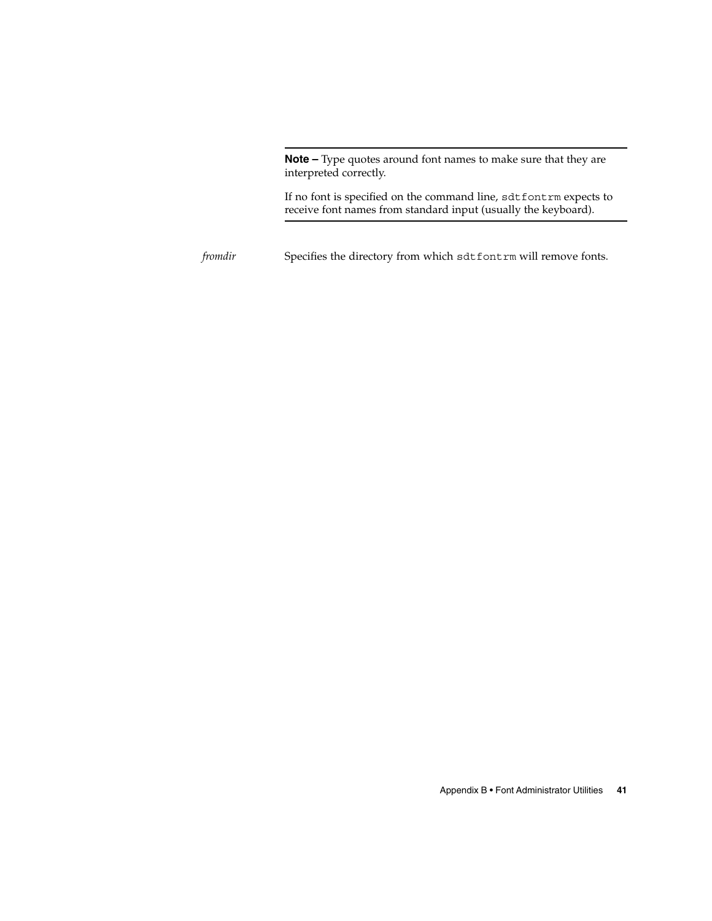---

**Note –** Type quotes around font names to make sure that they are interpreted correctly.

If no font is specified on the command line, `sdtfontrm` expects to receive font names from standard input (usually the keyboard).

---

*fromdir* Specifies the directory from which `sdtfontrm` will remove fonts.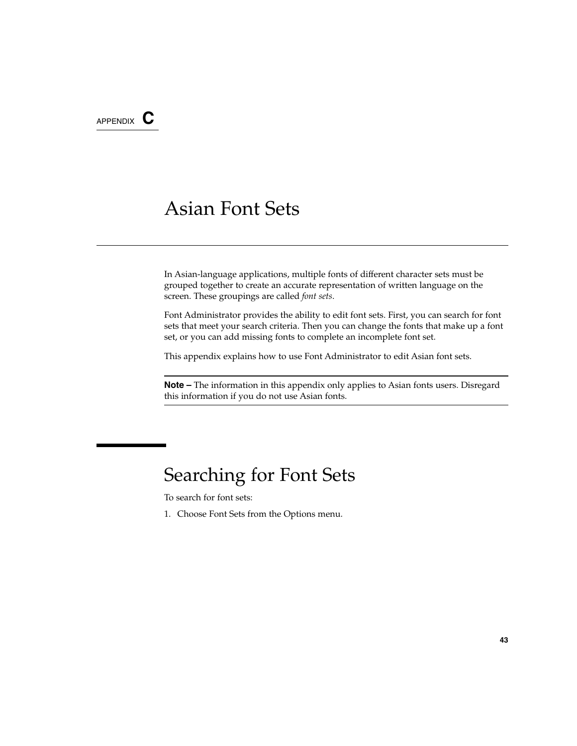APPENDIX **C**

# Asian Font Sets

In Asian-language applications, multiple fonts of different character sets must be grouped together to create an accurate representation of written language on the screen. These groupings are called *font sets*.

Font Administrator provides the ability to edit font sets. First, you can search for font sets that meet your search criteria. Then you can change the fonts that make up a font set, or you can add missing fonts to complete an incomplete font set.

This appendix explains how to use Font Administrator to edit Asian font sets.

**Note –** The information in this appendix only applies to Asian fonts users. Disregard this information if you do not use Asian fonts.

## Searching for Font Sets

To search for font sets:

1. Choose Font Sets from the Options menu.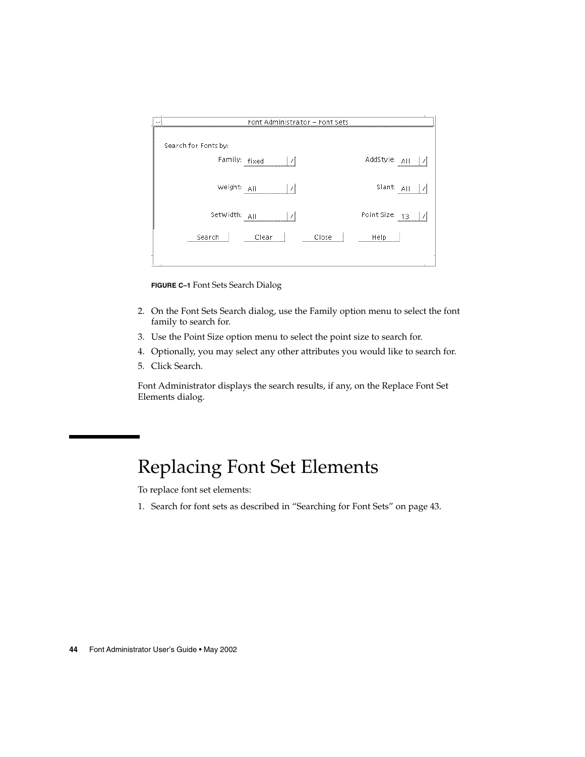FIGURE C–1 Font Sets Search Dialog

2. On the Font Sets Search dialog, use the Family option menu to select the font family to search for.
3. Use the Point Size option menu to select the point size to search for.
4. Optionally, you may select any other attributes you would like to search for.
5. Click Search.

Font Administrator displays the search results, if any, on the Replace Font Set Elements dialog.

# Replacing Font Set Elements

To replace font set elements:

1. Search for font sets as described in "Searching for Font Sets" on page 43.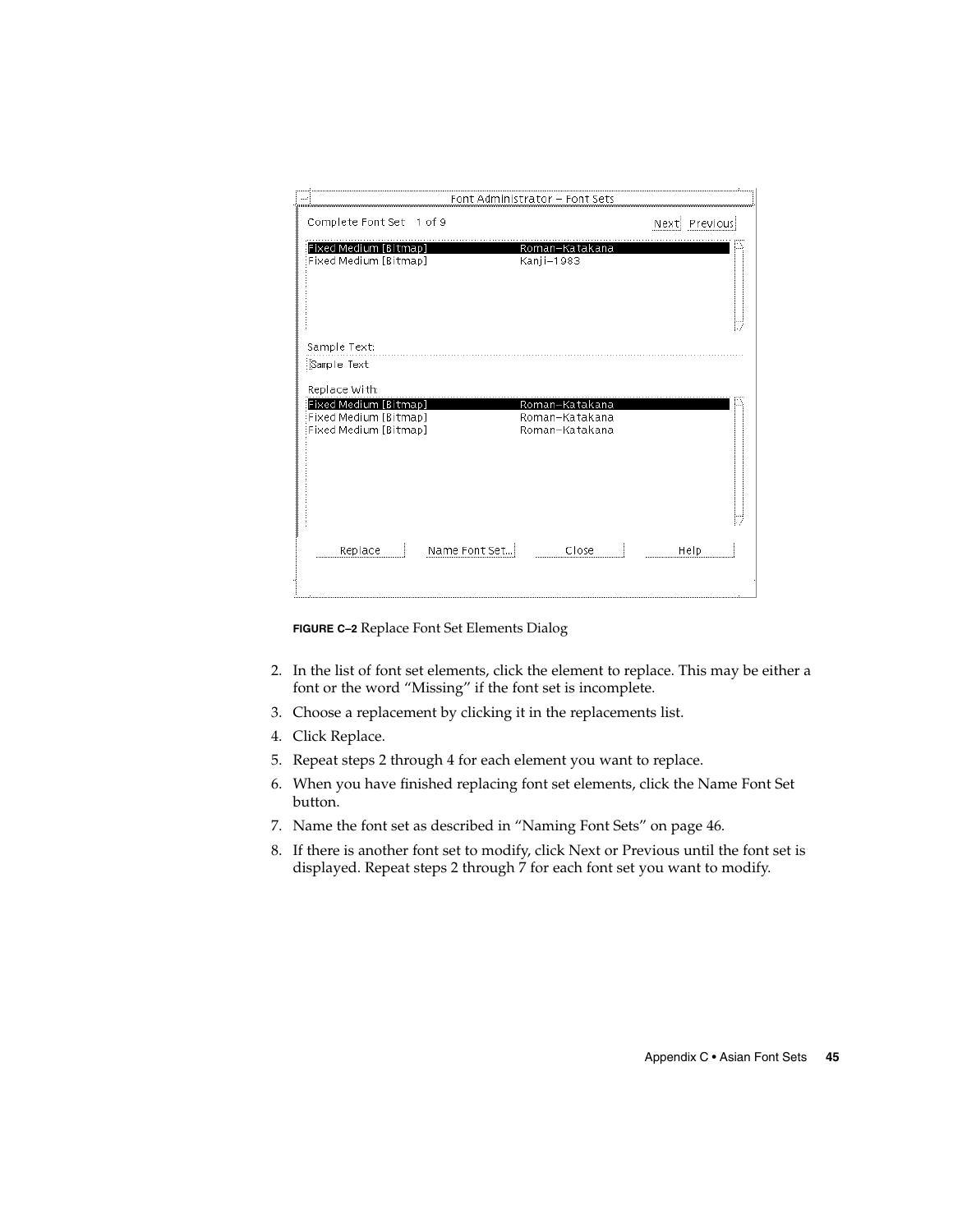**FIGURE C–2** Replace Font Set Elements Dialog

2. In the list of font set elements, click the element to replace. This may be either a font or the word "Missing" if the font set is incomplete.
3. Choose a replacement by clicking it in the replacements list.
4. Click Replace.
5. Repeat steps 2 through 4 for each element you want to replace.
6. When you have finished replacing font set elements, click the Name Font Set button.
7. Name the font set as described in "Naming Font Sets" on page 46.
8. If there is another font set to modify, click Next or Previous until the font set is displayed. Repeat steps 2 through 7 for each font set you want to modify.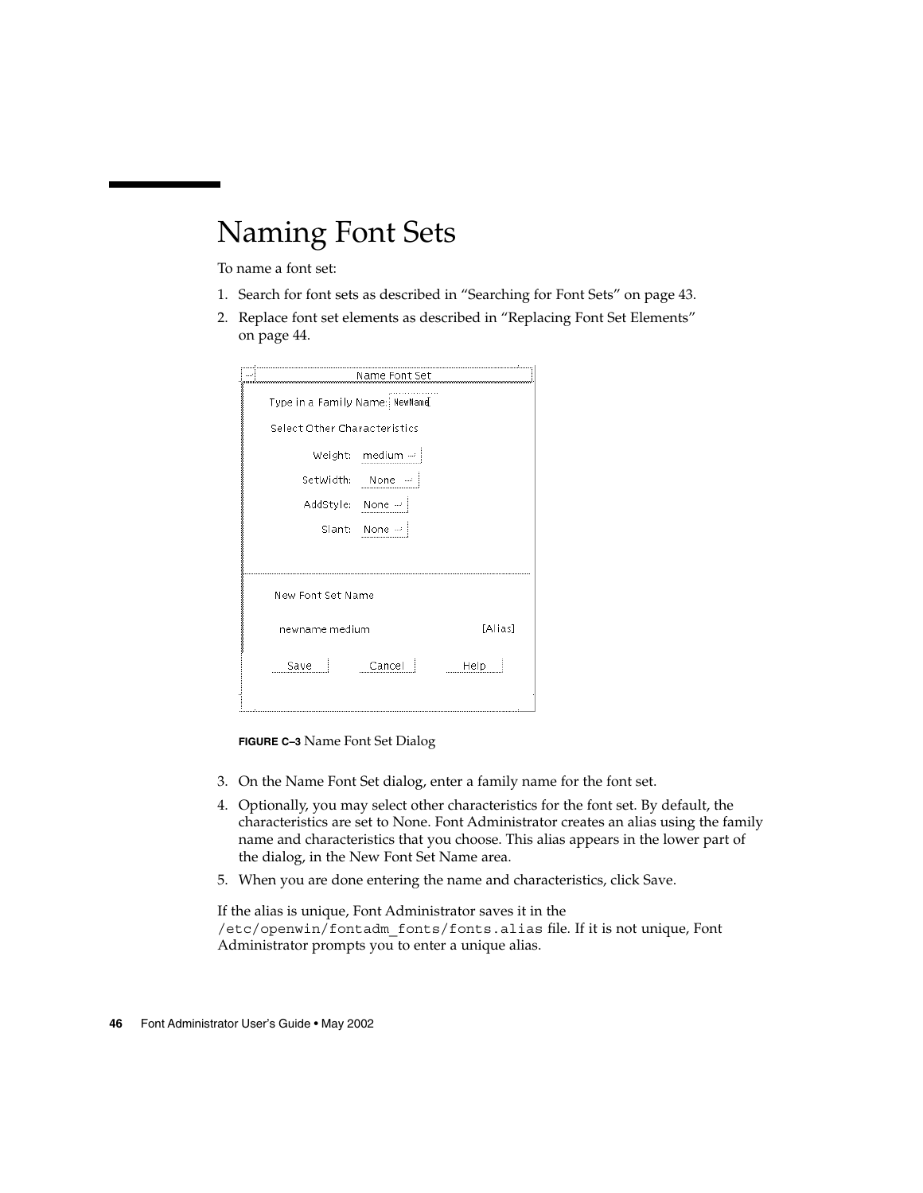# Naming Font Sets

To name a font set:

1. Search for font sets as described in “Searching for Font Sets” on page 43.
2. Replace font set elements as described in “Replacing Font Set Elements” on page 44.

**FIGURE C–3** Name Font Set Dialog

3. On the Name Font Set dialog, enter a family name for the font set.
4. Optionally, you may select other characteristics for the font set. By default, the characteristics are set to None. Font Administrator creates an alias using the family name and characteristics that you choose. This alias appears in the lower part of the dialog, in the New Font Set Name area.
5. When you are done entering the name and characteristics, click Save.

If the alias is unique, Font Administrator saves it in the `/etc/openwin/fontadm_fonts/fonts.alias` file. If it is not unique, Font Administrator prompts you to enter a unique alias.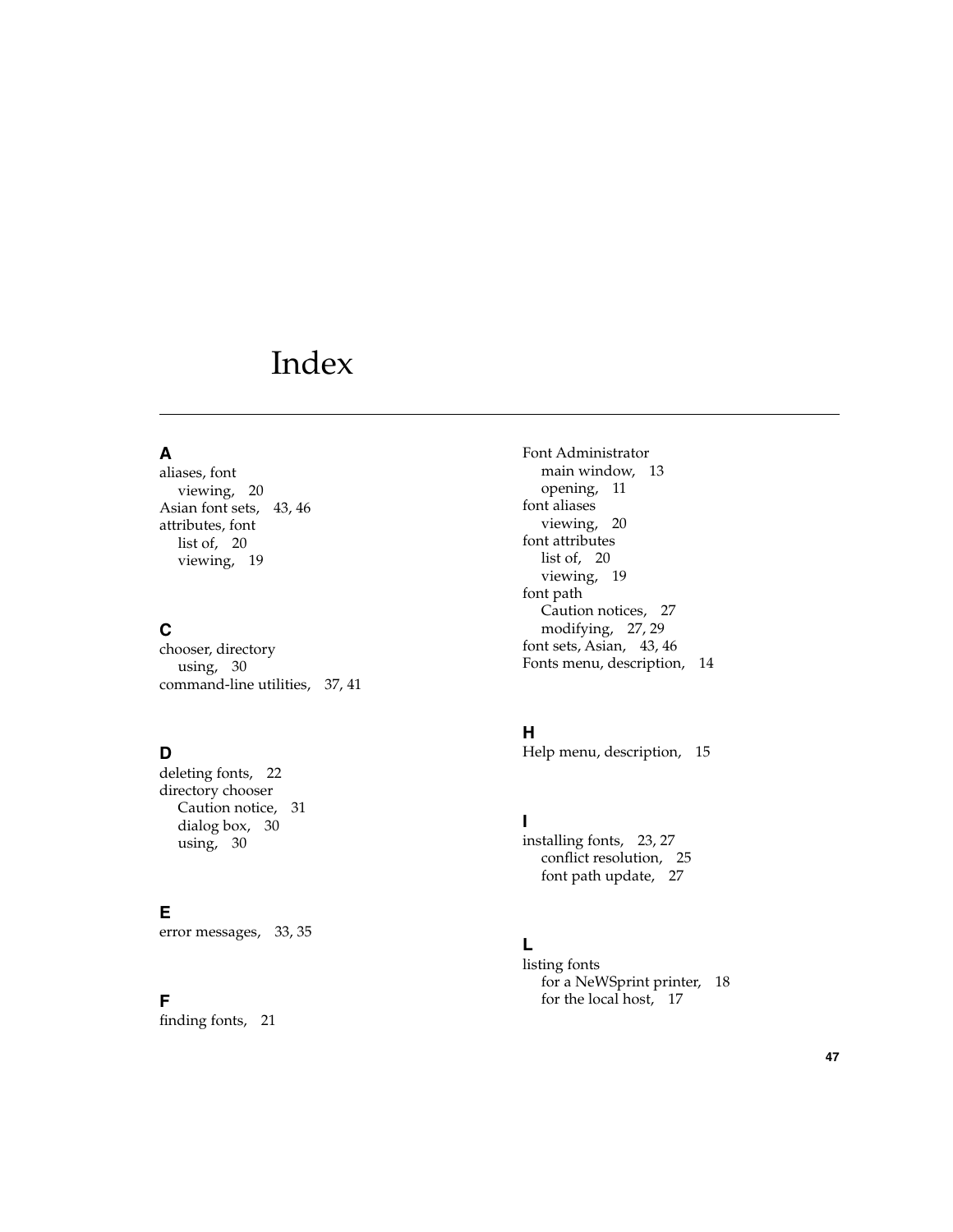# Index

## A

aliases, font
  viewing, 20
Asian font sets, 43, 46
attributes, font
  list of, 20
  viewing, 19

## C

chooser, directory
  using, 30
command-line utilities, 37, 41

## D

deleting fonts, 22
directory chooser
  Caution notice, 31
  dialog box, 30
  using, 30

## E

error messages, 33, 35

## F

finding fonts, 21
Font Administrator
  main window, 13
  opening, 11
font aliases
  viewing, 20
font attributes
  list of, 20
  viewing, 19
font path
  Caution notices, 27
  modifying, 27, 29
font sets, Asian, 43, 46
Fonts menu, description, 14

## H

Help menu, description, 15

## I

installing fonts, 23, 27
  conflict resolution, 25
  font path update, 27

## L

listing fonts
  for a NeWSprint printer, 18
  for the local host, 17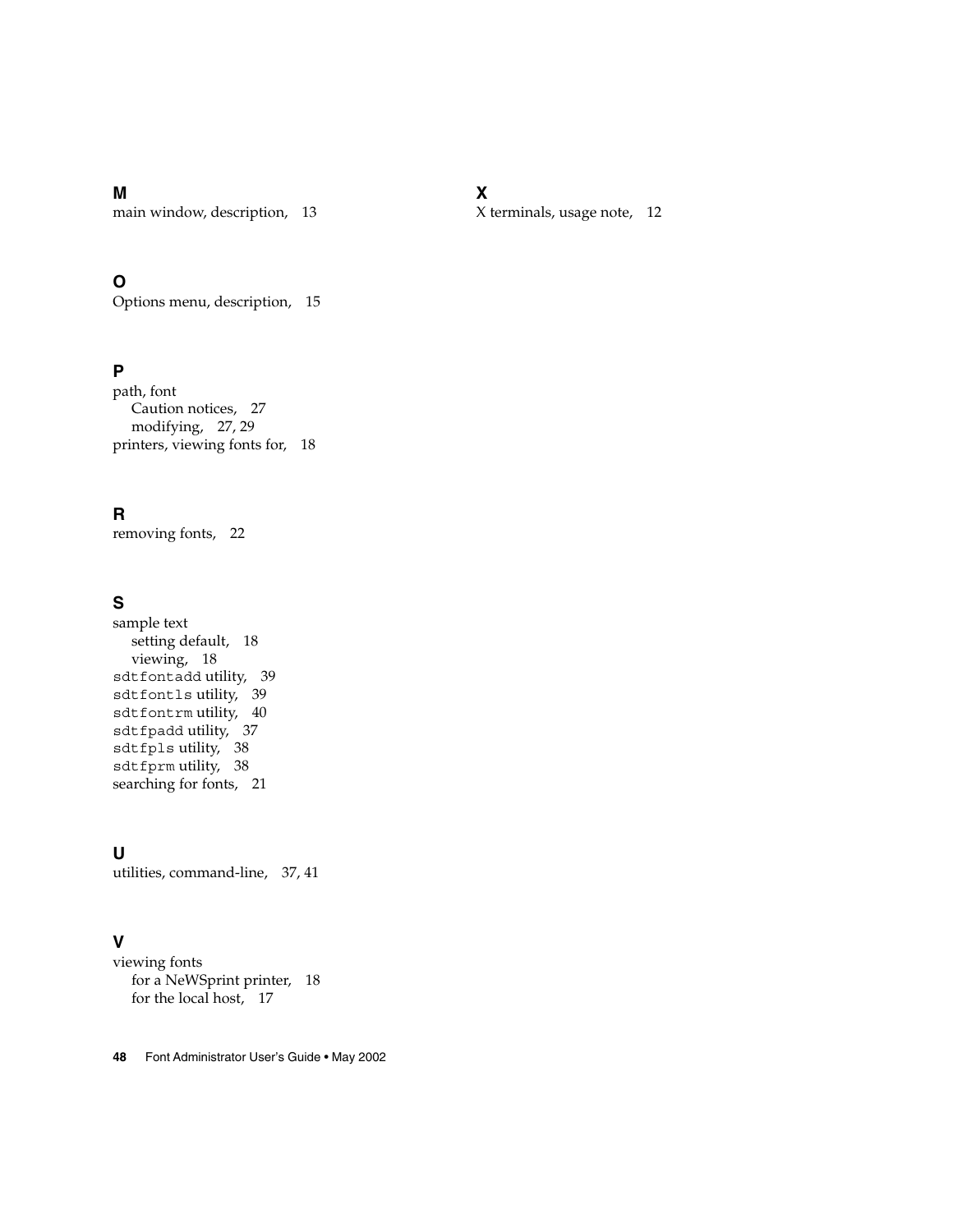## M

main window, description, 13

## O

Options menu, description, 15

## P

path, font
  Caution notices, 27
  modifying, 27, 29
printers, viewing fonts for, 18

## R

removing fonts, 22

## S

sample text
  setting default, 18
  viewing, 18
`sdtfontadd` utility, 39
`sdtfontls` utility, 39
`sdtfontrm` utility, 40
`sdtfpadd` utility, 37
`sdtfpls` utility, 38
`sdtfprm` utility, 38
searching for fonts, 21

## U

utilities, command-line, 37, 41

## V

viewing fonts
  for a NeWSprint printer, 18
  for the local host, 17

## X

X terminals, usage note, 12